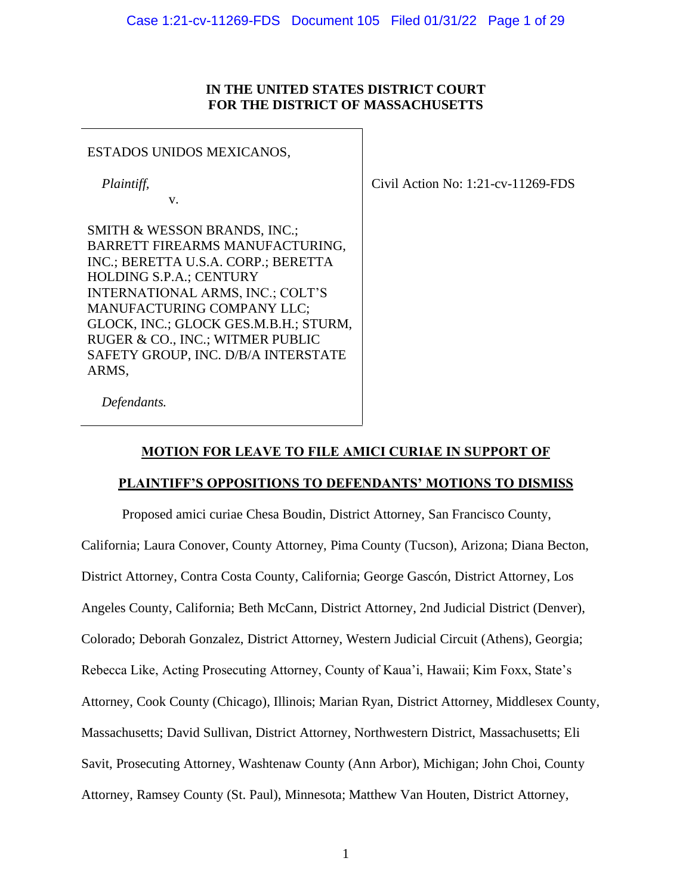**IN THE UNITED STATES DISTRICT COURT**
**FOR THE DISTRICT OF MASSACHUSETTS**

ESTADOS UNIDOS MEXICANOS,

*Plaintiff,*

v.

SMITH & WESSON BRANDS, INC.; BARRETT FIREARMS MANUFACTURING, INC.; BERETTA U.S.A. CORP.; BERETTA HOLDING S.P.A.; CENTURY INTERNATIONAL ARMS, INC.; COLT'S MANUFACTURING COMPANY LLC; GLOCK, INC.; GLOCK GES.M.B.H.; STURM, RUGER & CO., INC.; WITMER PUBLIC SAFETY GROUP, INC. D/B/A INTERSTATE ARMS,

*Defendants.*

Civil Action No: 1:21-cv-11269-FDS

**MOTION FOR LEAVE TO FILE AMICI CURIAE IN SUPPORT OF PLAINTIFF'S OPPOSITIONS TO DEFENDANTS' MOTIONS TO DISMISS**

Proposed amici curiae Chesa Boudin, District Attorney, San Francisco County, California; Laura Conover, County Attorney, Pima County (Tucson), Arizona; Diana Becton, District Attorney, Contra Costa County, California; George Gascón, District Attorney, Los Angeles County, California; Beth McCann, District Attorney, 2nd Judicial District (Denver), Colorado; Deborah Gonzalez, District Attorney, Western Judicial Circuit (Athens), Georgia; Rebecca Like, Acting Prosecuting Attorney, County of Kaua'i, Hawaii; Kim Foxx, State's Attorney, Cook County (Chicago), Illinois; Marian Ryan, District Attorney, Middlesex County, Massachusetts; David Sullivan, District Attorney, Northwestern District, Massachusetts; Eli Savit, Prosecuting Attorney, Washtenaw County (Ann Arbor), Michigan; John Choi, County Attorney, Ramsey County (St. Paul), Minnesota; Matthew Van Houten, District Attorney,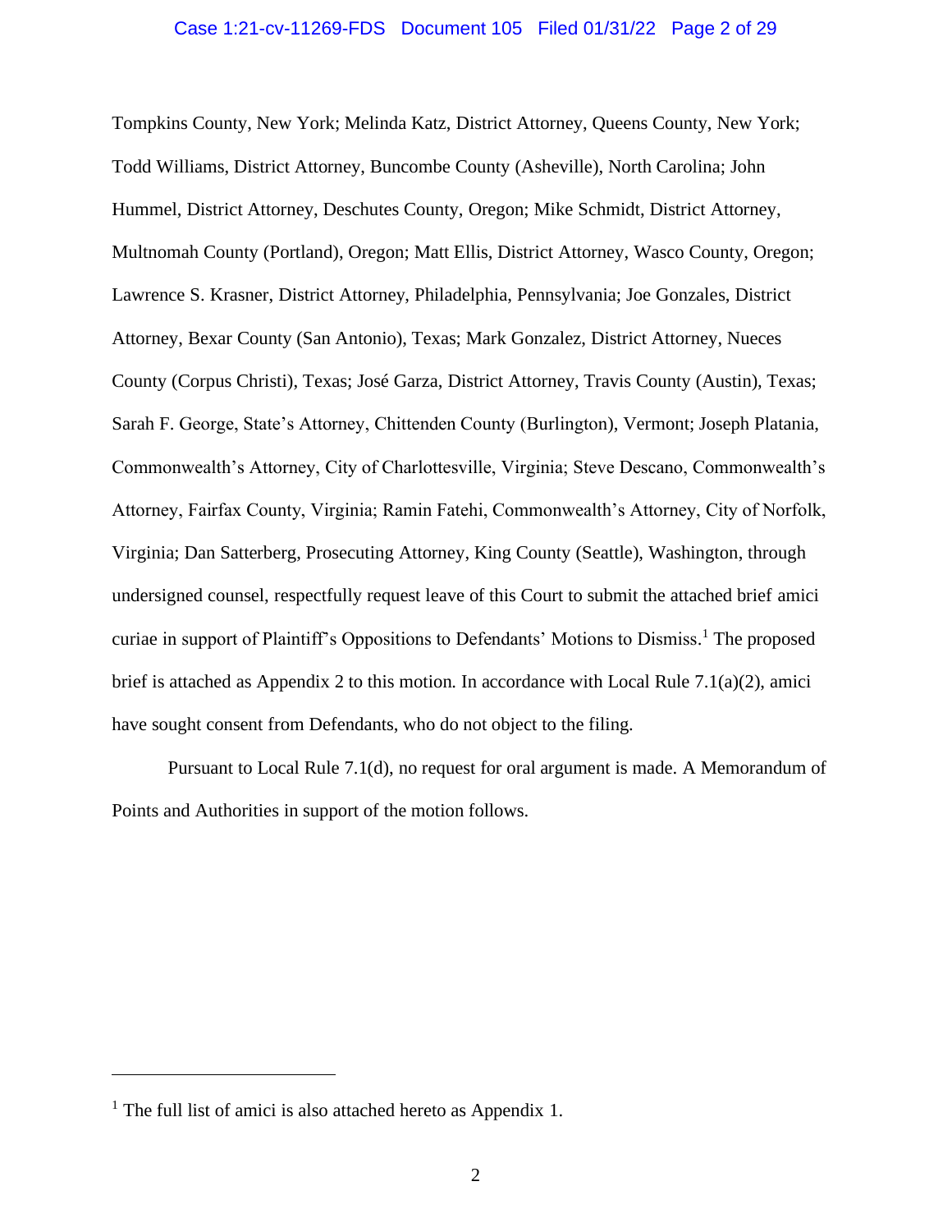Tompkins County, New York; Melinda Katz, District Attorney, Queens County, New York; Todd Williams, District Attorney, Buncombe County (Asheville), North Carolina; John Hummel, District Attorney, Deschutes County, Oregon; Mike Schmidt, District Attorney, Multnomah County (Portland), Oregon; Matt Ellis, District Attorney, Wasco County, Oregon; Lawrence S. Krasner, District Attorney, Philadelphia, Pennsylvania; Joe Gonzales, District Attorney, Bexar County (San Antonio), Texas; Mark Gonzalez, District Attorney, Nueces County (Corpus Christi), Texas; José Garza, District Attorney, Travis County (Austin), Texas; Sarah F. George, State's Attorney, Chittenden County (Burlington), Vermont; Joseph Platania, Commonwealth's Attorney, City of Charlottesville, Virginia; Steve Descano, Commonwealth's Attorney, Fairfax County, Virginia; Ramin Fatehi, Commonwealth's Attorney, City of Norfolk, Virginia; Dan Satterberg, Prosecuting Attorney, King County (Seattle), Washington, through undersigned counsel, respectfully request leave of this Court to submit the attached brief amici curiae in support of Plaintiff's Oppositions to Defendants' Motions to Dismiss.[1] The proposed brief is attached as Appendix 2 to this motion. In accordance with Local Rule 7.1(a)(2), amici have sought consent from Defendants, who do not object to the filing.

Pursuant to Local Rule 7.1(d), no request for oral argument is made. A Memorandum of Points and Authorities in support of the motion follows.

---

[1] The full list of amici is also attached hereto as Appendix 1.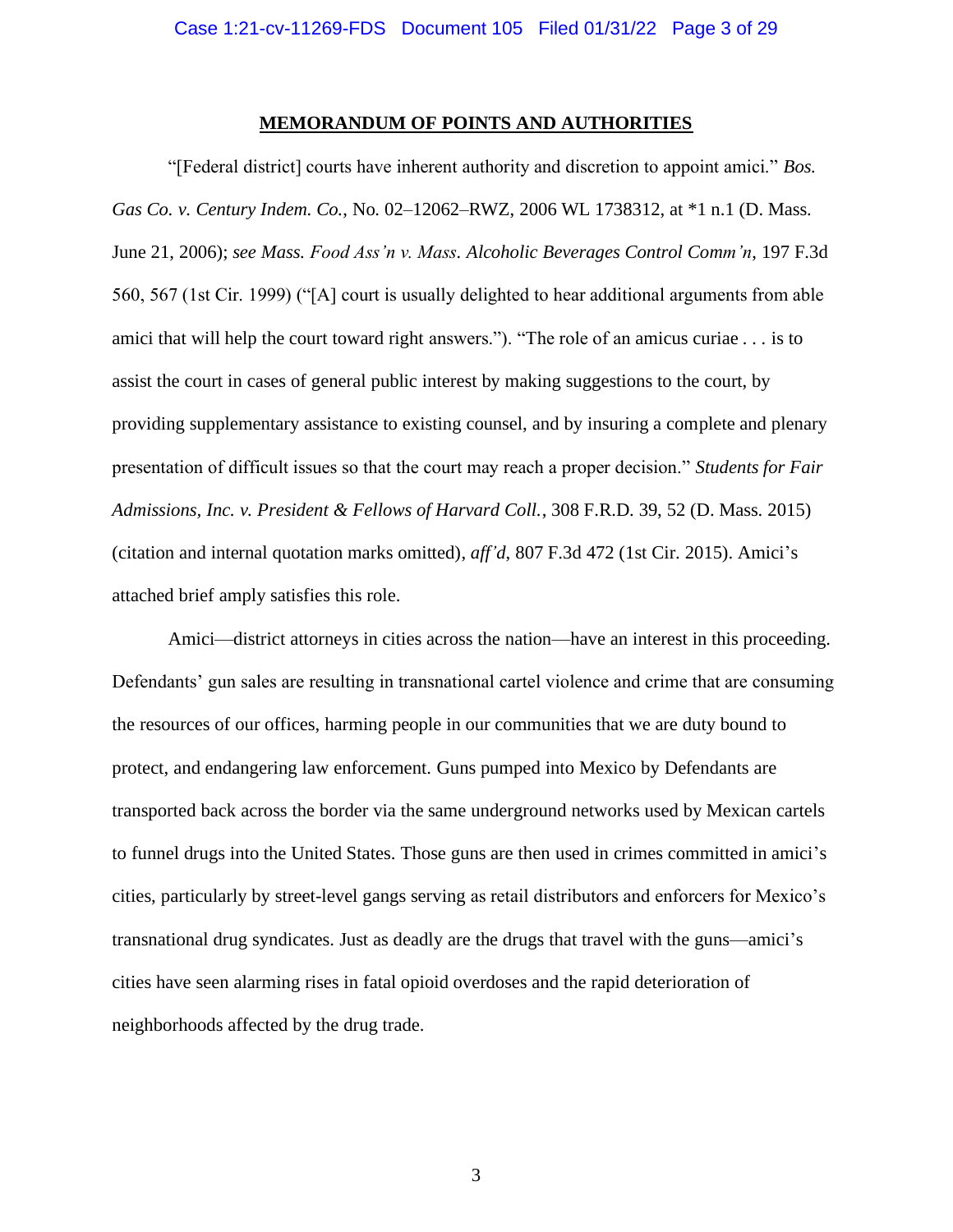**MEMORANDUM OF POINTS AND AUTHORITIES**

"[Federal district] courts have inherent authority and discretion to appoint amici." *Bos. Gas Co. v. Century Indem. Co.*, No. 02–12062–RWZ, 2006 WL 1738312, at *1 n.1 (D. Mass. June 21, 2006); *see Mass. Food Ass'n v. Mass. Alcoholic Beverages Control Comm'n*, 197 F.3d 560, 567 (1st Cir. 1999) ("[A] court is usually delighted to hear additional arguments from able amici that will help the court toward right answers."). "The role of an amicus curiae . . . is to assist the court in cases of general public interest by making suggestions to the court, by providing supplementary assistance to existing counsel, and by insuring a complete and plenary presentation of difficult issues so that the court may reach a proper decision." *Students for Fair Admissions, Inc. v. President & Fellows of Harvard Coll.*, 308 F.R.D. 39, 52 (D. Mass. 2015) (citation and internal quotation marks omitted), *aff'd*, 807 F.3d 472 (1st Cir. 2015). Amici's attached brief amply satisfies this role.

Amici—district attorneys in cities across the nation—have an interest in this proceeding. Defendants' gun sales are resulting in transnational cartel violence and crime that are consuming the resources of our offices, harming people in our communities that we are duty bound to protect, and endangering law enforcement. Guns pumped into Mexico by Defendants are transported back across the border via the same underground networks used by Mexican cartels to funnel drugs into the United States. Those guns are then used in crimes committed in amici's cities, particularly by street-level gangs serving as retail distributors and enforcers for Mexico's transnational drug syndicates. Just as deadly are the drugs that travel with the guns—amici's cities have seen alarming rises in fatal opioid overdoses and the rapid deterioration of neighborhoods affected by the drug trade.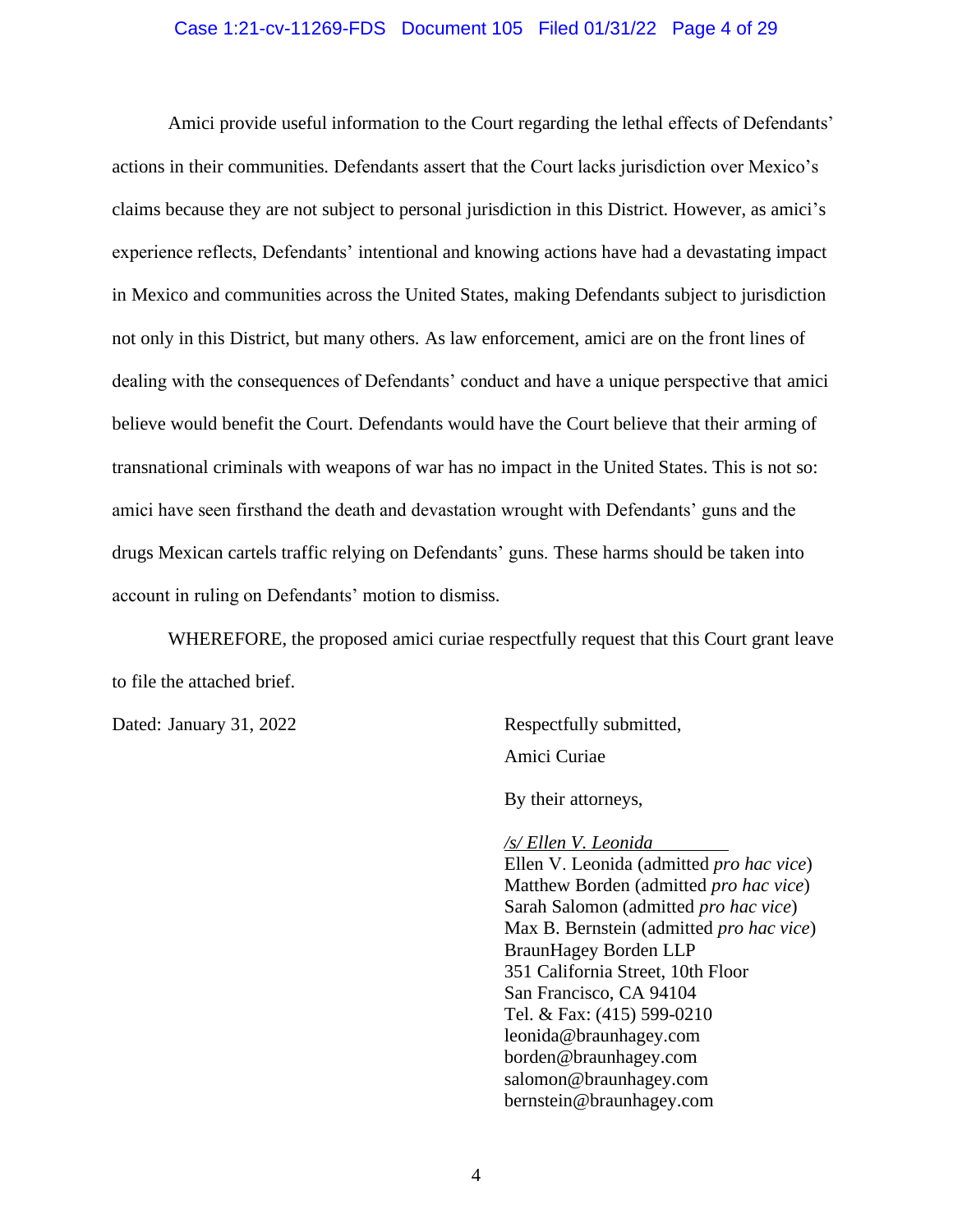Amici provide useful information to the Court regarding the lethal effects of Defendants' actions in their communities. Defendants assert that the Court lacks jurisdiction over Mexico's claims because they are not subject to personal jurisdiction in this District. However, as amici's experience reflects, Defendants' intentional and knowing actions have had a devastating impact in Mexico and communities across the United States, making Defendants subject to jurisdiction not only in this District, but many others. As law enforcement, amici are on the front lines of dealing with the consequences of Defendants' conduct and have a unique perspective that amici believe would benefit the Court. Defendants would have the Court believe that their arming of transnational criminals with weapons of war has no impact in the United States. This is not so: amici have seen firsthand the death and devastation wrought with Defendants' guns and the drugs Mexican cartels traffic relying on Defendants' guns. These harms should be taken into account in ruling on Defendants' motion to dismiss.

WHEREFORE, the proposed amici curiae respectfully request that this Court grant leave to file the attached brief.

Dated: January 31, 2022

Respectfully submitted,

Amici Curiae

By their attorneys,

*/s/ Ellen V. Leonida*
Ellen V. Leonida (admitted *pro hac vice*)
Matthew Borden (admitted *pro hac vice*)
Sarah Salomon (admitted *pro hac vice*)
Max B. Bernstein (admitted *pro hac vice*)
BraunHagey Borden LLP
351 California Street, 10th Floor
San Francisco, CA 94104
Tel. & Fax: (415) 599-0210
leonida@braunhagey.com
borden@braunhagey.com
salomon@braunhagey.com
bernstein@braunhagey.com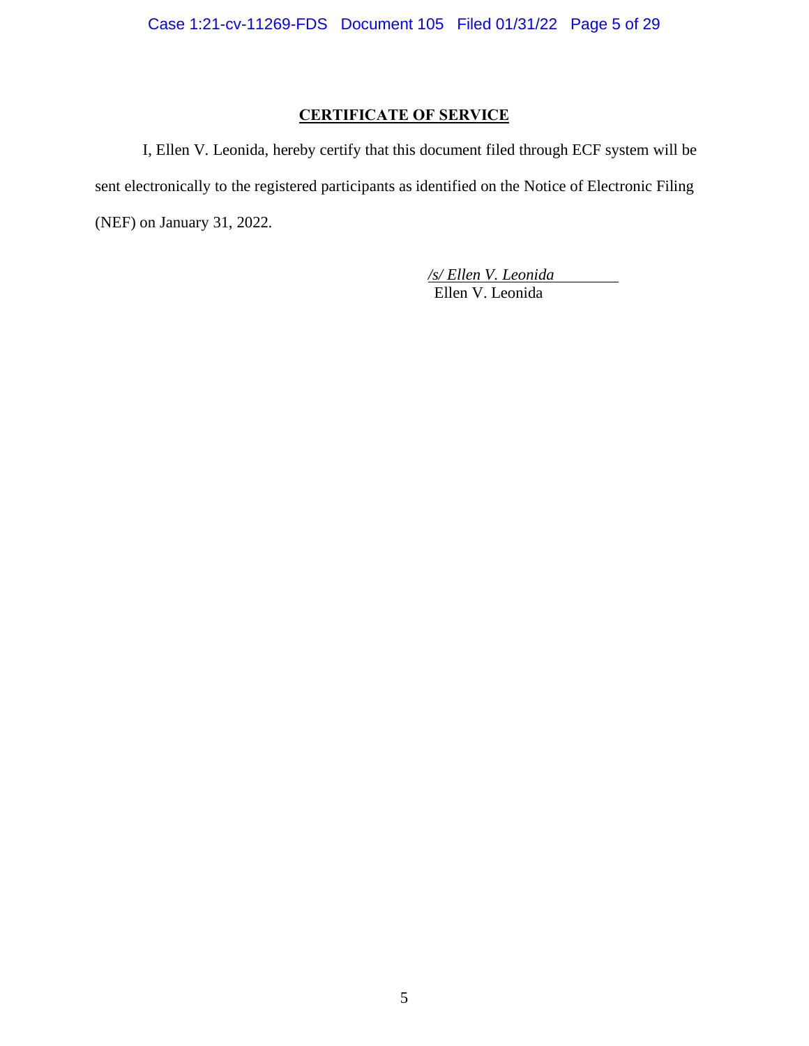**CERTIFICATE OF SERVICE**

I, Ellen V. Leonida, hereby certify that this document filed through ECF system will be sent electronically to the registered participants as identified on the Notice of Electronic Filing (NEF) on January 31, 2022.

*/s/ Ellen V. Leonida*
Ellen V. Leonida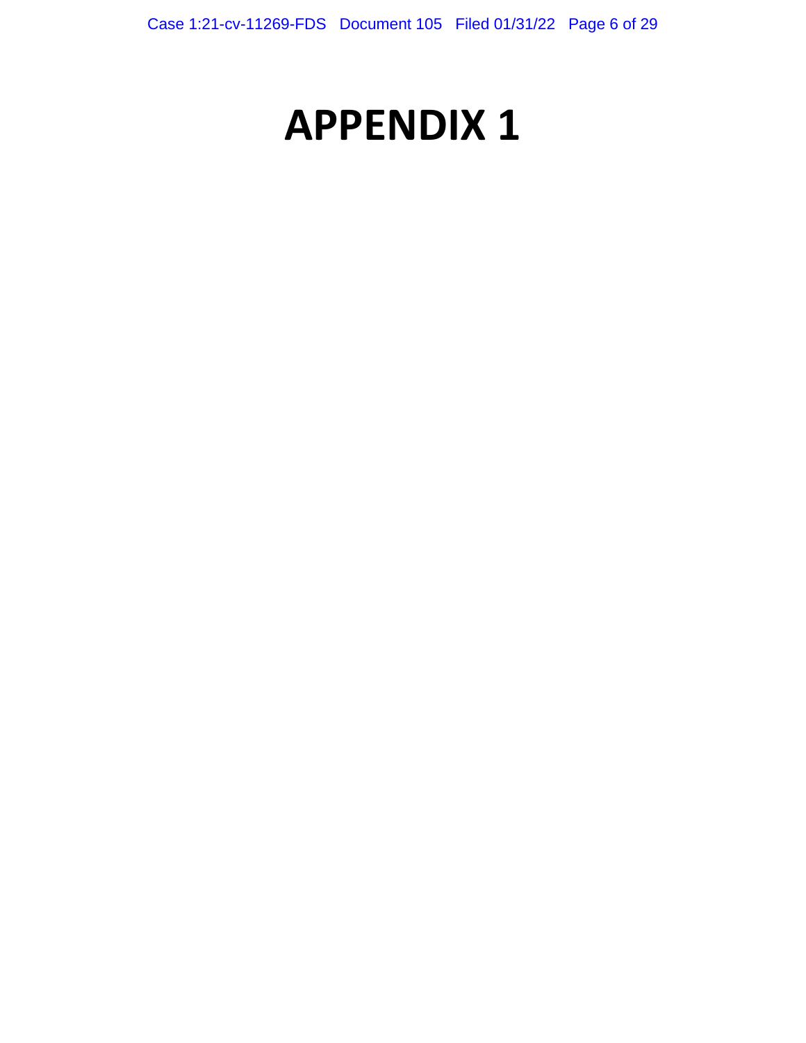# APPENDIX 1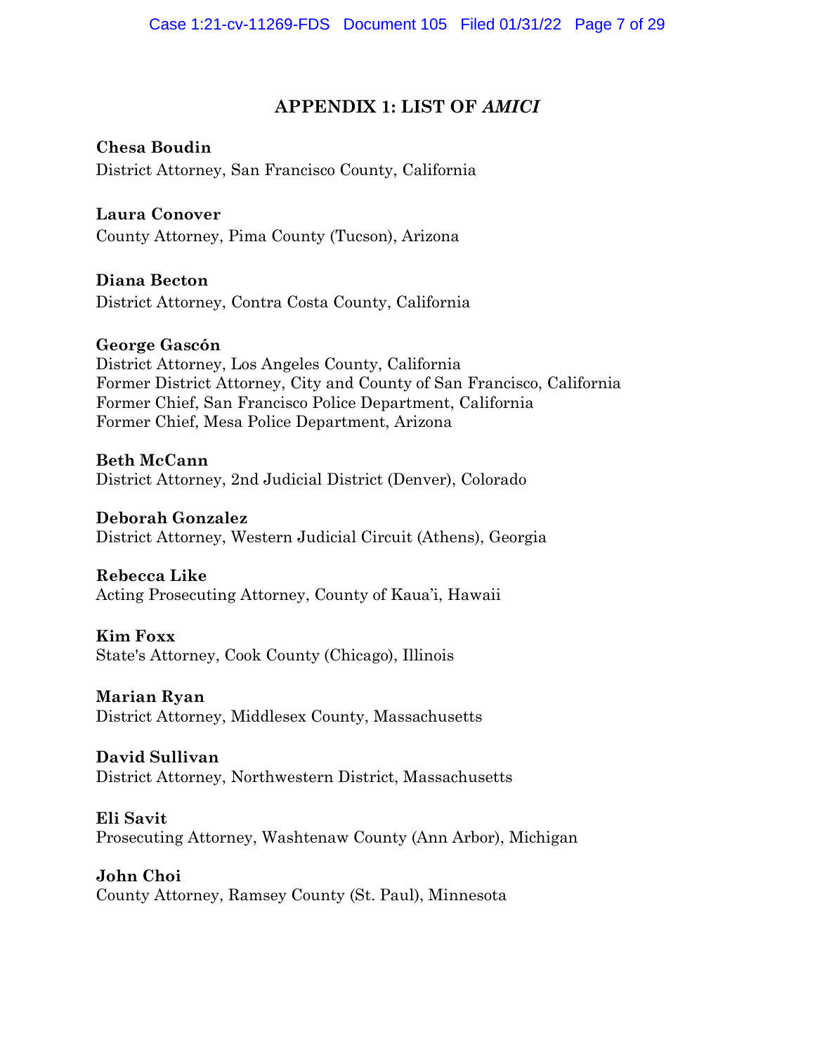## APPENDIX 1: LIST OF *AMICI*

**Chesa Boudin**
District Attorney, San Francisco County, California

**Laura Conover**
County Attorney, Pima County (Tucson), Arizona

**Diana Becton**
District Attorney, Contra Costa County, California

**George Gascón**
District Attorney, Los Angeles County, California
Former District Attorney, City and County of San Francisco, California
Former Chief, San Francisco Police Department, California
Former Chief, Mesa Police Department, Arizona

**Beth McCann**
District Attorney, 2nd Judicial District (Denver), Colorado

**Deborah Gonzalez**
District Attorney, Western Judicial Circuit (Athens), Georgia

**Rebecca Like**
Acting Prosecuting Attorney, County of Kaua'i, Hawaii

**Kim Foxx**
State's Attorney, Cook County (Chicago), Illinois

**Marian Ryan**
District Attorney, Middlesex County, Massachusetts

**David Sullivan**
District Attorney, Northwestern District, Massachusetts

**Eli Savit**
Prosecuting Attorney, Washtenaw County (Ann Arbor), Michigan

**John Choi**
County Attorney, Ramsey County (St. Paul), Minnesota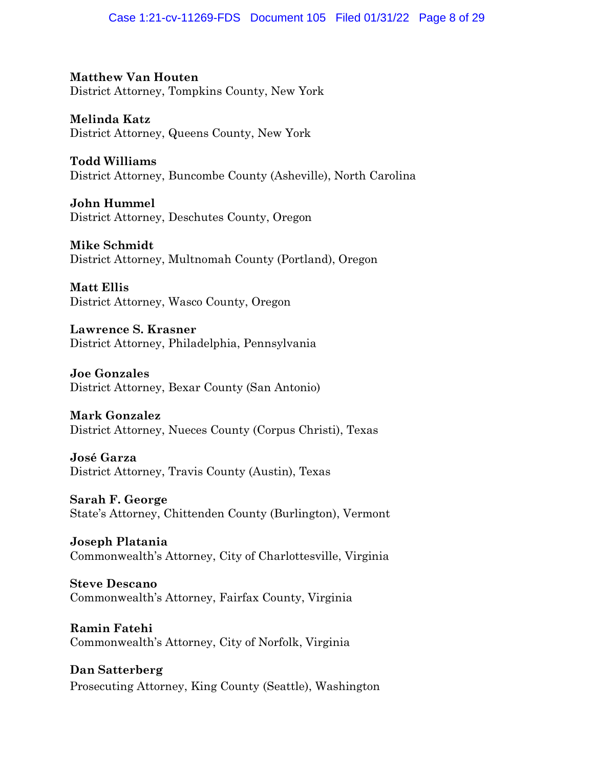**Matthew Van Houten**
District Attorney, Tompkins County, New York

**Melinda Katz**
District Attorney, Queens County, New York

**Todd Williams**
District Attorney, Buncombe County (Asheville), North Carolina

**John Hummel**
District Attorney, Deschutes County, Oregon

**Mike Schmidt**
District Attorney, Multnomah County (Portland), Oregon

**Matt Ellis**
District Attorney, Wasco County, Oregon

**Lawrence S. Krasner**
District Attorney, Philadelphia, Pennsylvania

**Joe Gonzales**
District Attorney, Bexar County (San Antonio)

**Mark Gonzalez**
District Attorney, Nueces County (Corpus Christi), Texas

**José Garza**
District Attorney, Travis County (Austin), Texas

**Sarah F. George**
State's Attorney, Chittenden County (Burlington), Vermont

**Joseph Platania**
Commonwealth's Attorney, City of Charlottesville, Virginia

**Steve Descano**
Commonwealth's Attorney, Fairfax County, Virginia

**Ramin Fatehi**
Commonwealth's Attorney, City of Norfolk, Virginia

**Dan Satterberg**
Prosecuting Attorney, King County (Seattle), Washington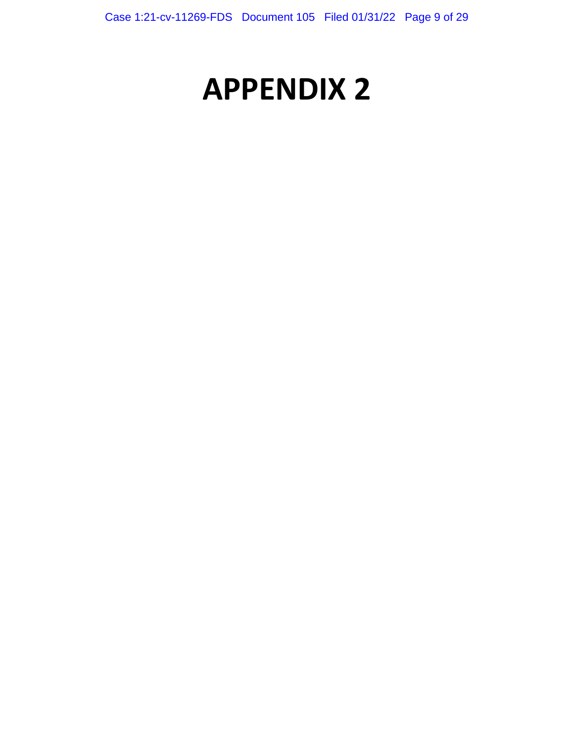# APPENDIX 2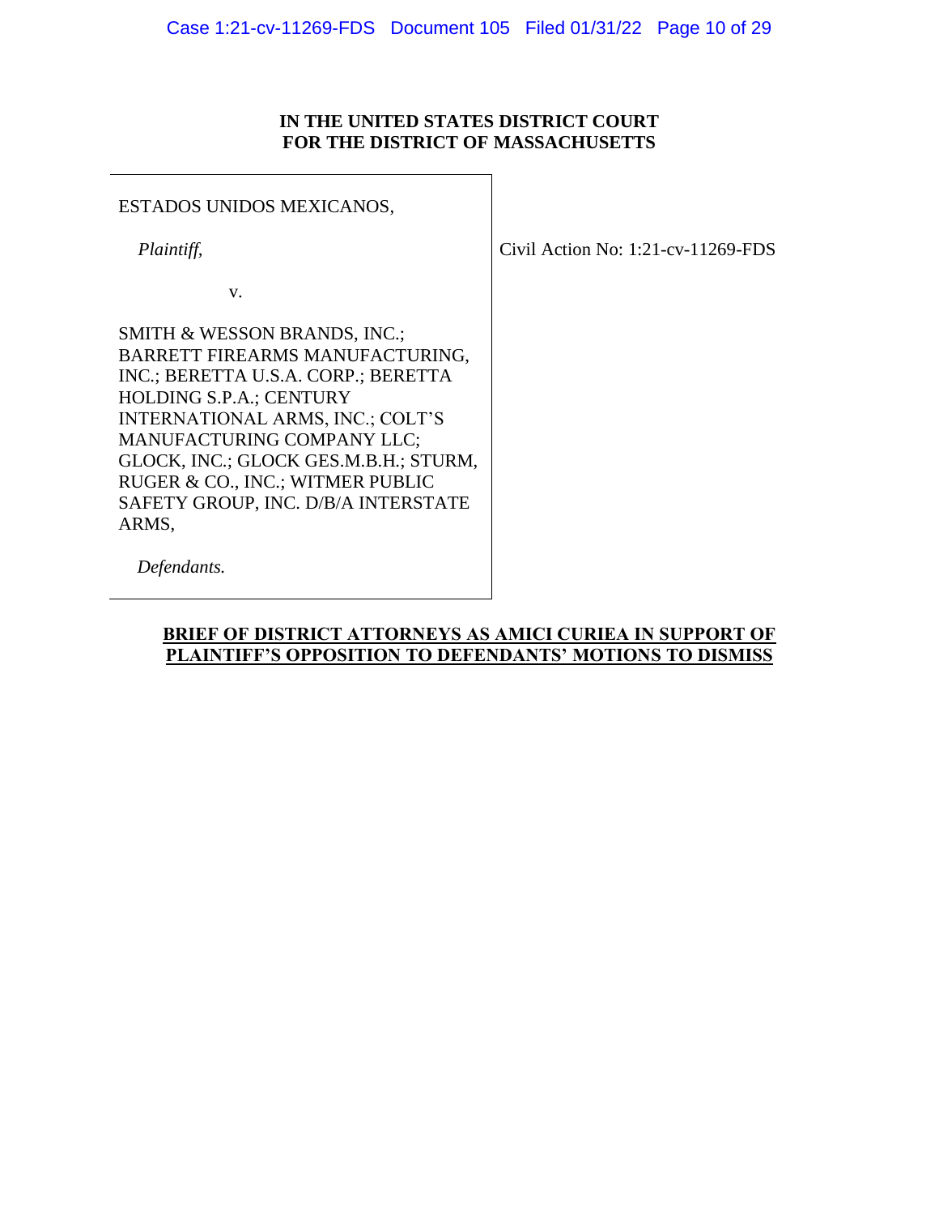**IN THE UNITED STATES DISTRICT COURT**
**FOR THE DISTRICT OF MASSACHUSETTS**

| | |
|---|---|
| ESTADOS UNIDOS MEXICANOS,<br><br>*Plaintiff,*<br><br>v.<br><br>SMITH & WESSON BRANDS, INC.; BARRETT FIREARMS MANUFACTURING, INC.; BERETTA U.S.A. CORP.; BERETTA HOLDING S.P.A.; CENTURY INTERNATIONAL ARMS, INC.; COLT'S MANUFACTURING COMPANY LLC; GLOCK, INC.; GLOCK GES.M.B.H.; STURM, RUGER & CO., INC.; WITMER PUBLIC SAFETY GROUP, INC. D/B/A INTERSTATE ARMS,<br><br>*Defendants.* | Civil Action No: 1:21-cv-11269-FDS |

**BRIEF OF DISTRICT ATTORNEYS AS AMICI CURIEA IN SUPPORT OF PLAINTIFF'S OPPOSITION TO DEFENDANTS' MOTIONS TO DISMISS**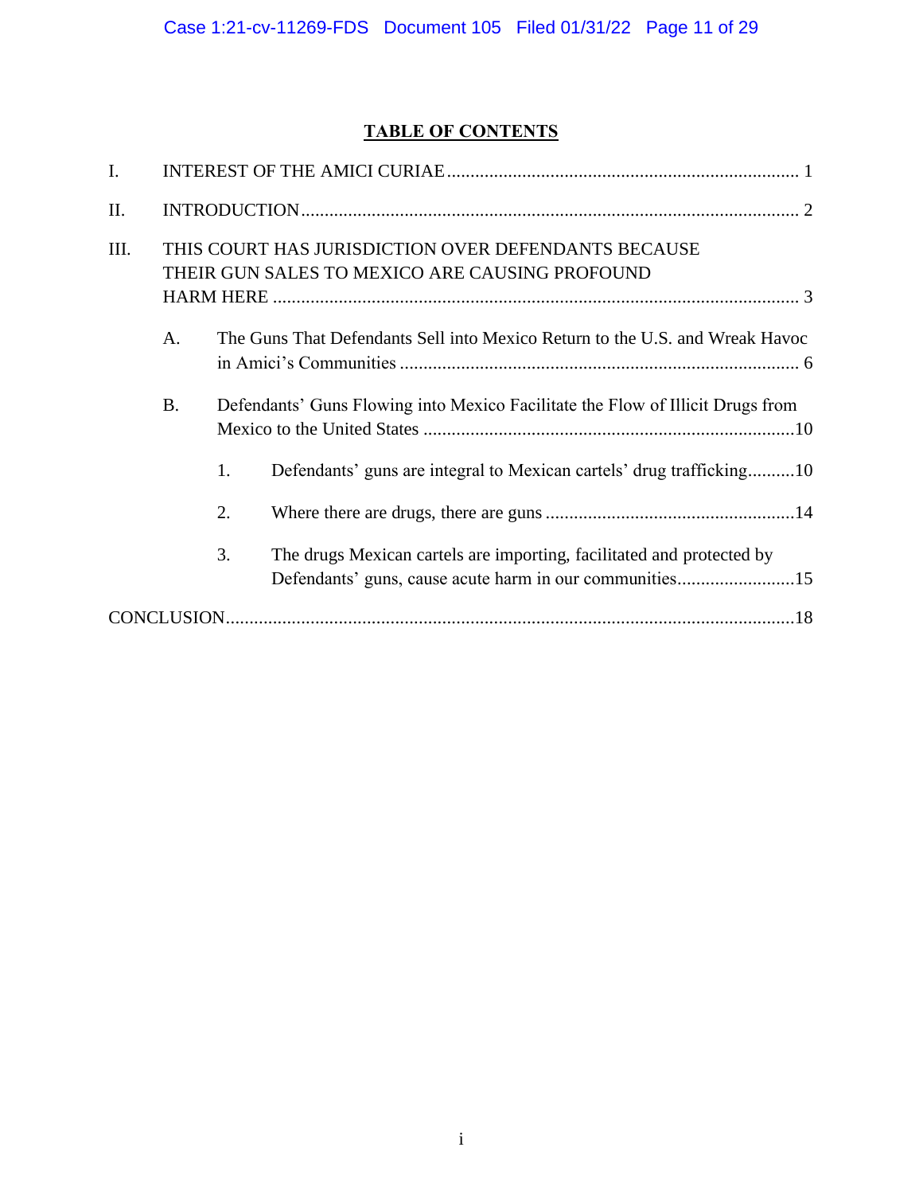## TABLE OF CONTENTS

I. INTEREST OF THE AMICI CURIAE .......... 1

II. INTRODUCTION .......... 2

III. THIS COURT HAS JURISDICTION OVER DEFENDANTS BECAUSE THEIR GUN SALES TO MEXICO ARE CAUSING PROFOUND HARM HERE .......... 3

- A. The Guns That Defendants Sell into Mexico Return to the U.S. and Wreak Havoc in Amici's Communities .......... 6
- B. Defendants' Guns Flowing into Mexico Facilitate the Flow of Illicit Drugs from Mexico to the United States .......... 10
  1. Defendants' guns are integral to Mexican cartels' drug trafficking .......... 10
  2. Where there are drugs, there are guns .......... 14
  3. The drugs Mexican cartels are importing, facilitated and protected by Defendants' guns, cause acute harm in our communities .......... 15

CONCLUSION .......... 18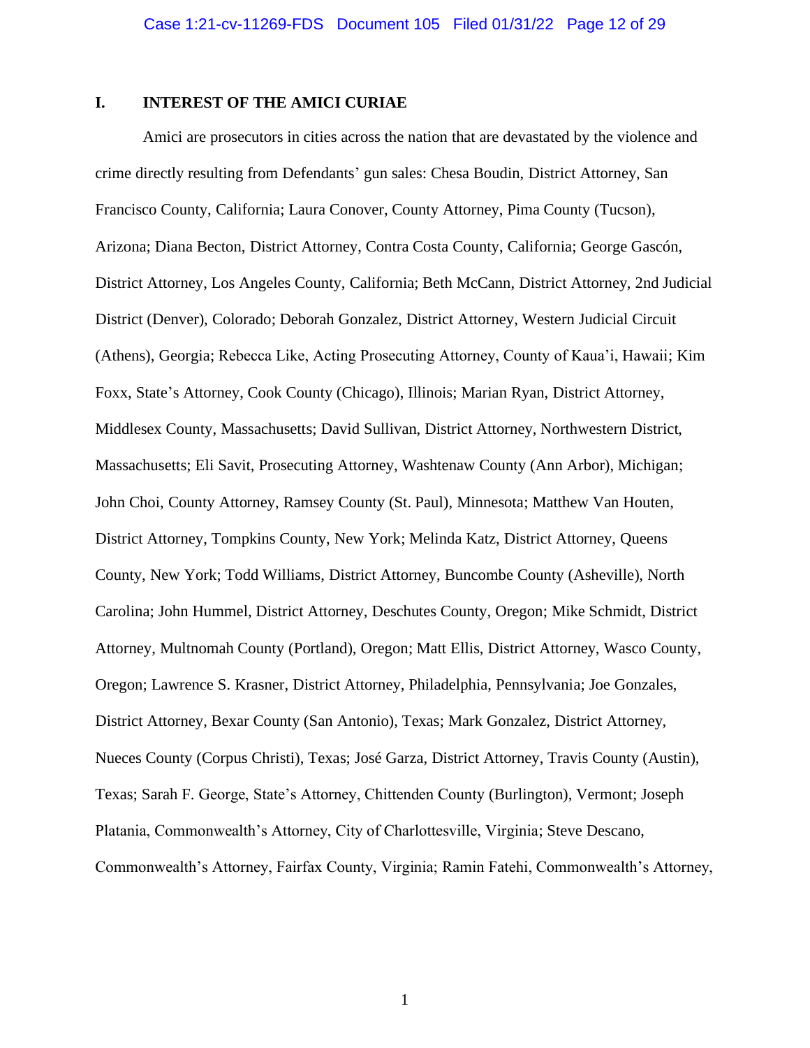## I. INTEREST OF THE AMICI CURIAE

Amici are prosecutors in cities across the nation that are devastated by the violence and crime directly resulting from Defendants' gun sales: Chesa Boudin, District Attorney, San Francisco County, California; Laura Conover, County Attorney, Pima County (Tucson), Arizona; Diana Becton, District Attorney, Contra Costa County, California; George Gascón, District Attorney, Los Angeles County, California; Beth McCann, District Attorney, 2nd Judicial District (Denver), Colorado; Deborah Gonzalez, District Attorney, Western Judicial Circuit (Athens), Georgia; Rebecca Like, Acting Prosecuting Attorney, County of Kaua'i, Hawaii; Kim Foxx, State's Attorney, Cook County (Chicago), Illinois; Marian Ryan, District Attorney, Middlesex County, Massachusetts; David Sullivan, District Attorney, Northwestern District, Massachusetts; Eli Savit, Prosecuting Attorney, Washtenaw County (Ann Arbor), Michigan; John Choi, County Attorney, Ramsey County (St. Paul), Minnesota; Matthew Van Houten, District Attorney, Tompkins County, New York; Melinda Katz, District Attorney, Queens County, New York; Todd Williams, District Attorney, Buncombe County (Asheville), North Carolina; John Hummel, District Attorney, Deschutes County, Oregon; Mike Schmidt, District Attorney, Multnomah County (Portland), Oregon; Matt Ellis, District Attorney, Wasco County, Oregon; Lawrence S. Krasner, District Attorney, Philadelphia, Pennsylvania; Joe Gonzales, District Attorney, Bexar County (San Antonio), Texas; Mark Gonzalez, District Attorney, Nueces County (Corpus Christi), Texas; José Garza, District Attorney, Travis County (Austin), Texas; Sarah F. George, State's Attorney, Chittenden County (Burlington), Vermont; Joseph Platania, Commonwealth's Attorney, City of Charlottesville, Virginia; Steve Descano, Commonwealth's Attorney, Fairfax County, Virginia; Ramin Fatehi, Commonwealth's Attorney,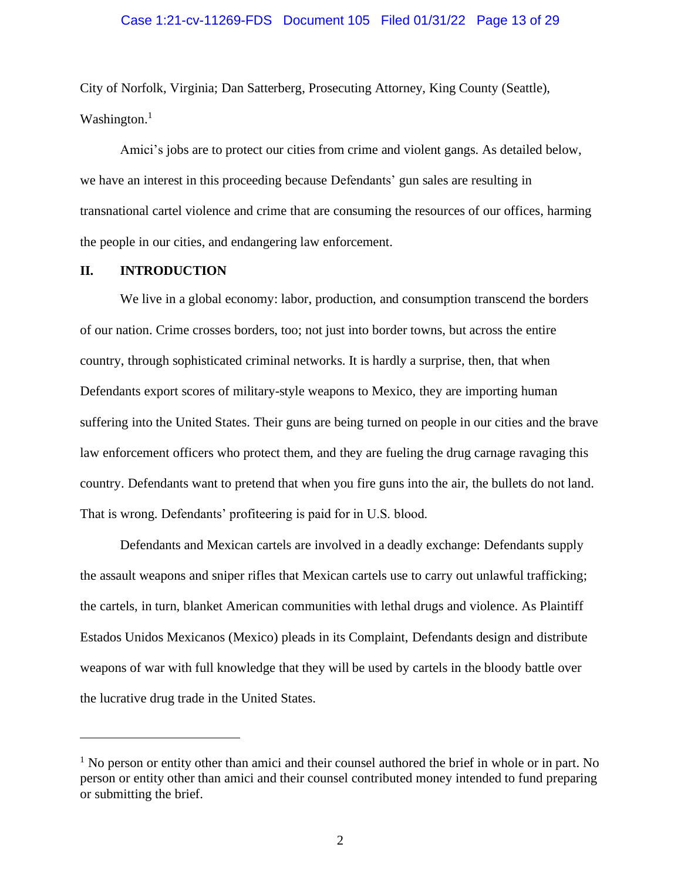City of Norfolk, Virginia; Dan Satterberg, Prosecuting Attorney, King County (Seattle), Washington.[1]

Amici's jobs are to protect our cities from crime and violent gangs. As detailed below, we have an interest in this proceeding because Defendants' gun sales are resulting in transnational cartel violence and crime that are consuming the resources of our offices, harming the people in our cities, and endangering law enforcement.

## II. INTRODUCTION

We live in a global economy: labor, production, and consumption transcend the borders of our nation. Crime crosses borders, too; not just into border towns, but across the entire country, through sophisticated criminal networks. It is hardly a surprise, then, that when Defendants export scores of military-style weapons to Mexico, they are importing human suffering into the United States. Their guns are being turned on people in our cities and the brave law enforcement officers who protect them, and they are fueling the drug carnage ravaging this country. Defendants want to pretend that when you fire guns into the air, the bullets do not land. That is wrong. Defendants' profiteering is paid for in U.S. blood.

Defendants and Mexican cartels are involved in a deadly exchange: Defendants supply the assault weapons and sniper rifles that Mexican cartels use to carry out unlawful trafficking; the cartels, in turn, blanket American communities with lethal drugs and violence. As Plaintiff Estados Unidos Mexicanos (Mexico) pleads in its Complaint, Defendants design and distribute weapons of war with full knowledge that they will be used by cartels in the bloody battle over the lucrative drug trade in the United States.

---

[1] No person or entity other than amici and their counsel authored the brief in whole or in part. No person or entity other than amici and their counsel contributed money intended to fund preparing or submitting the brief.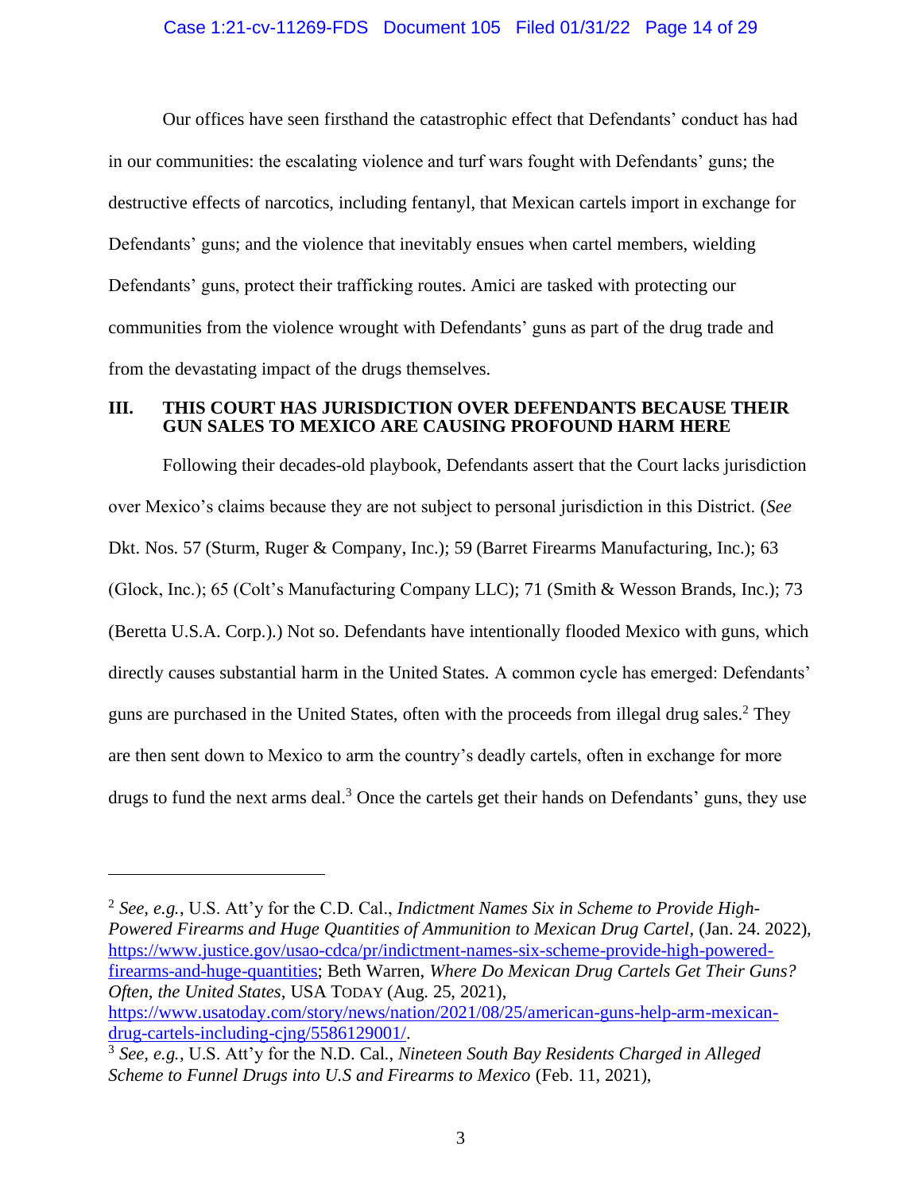Our offices have seen firsthand the catastrophic effect that Defendants' conduct has had in our communities: the escalating violence and turf wars fought with Defendants' guns; the destructive effects of narcotics, including fentanyl, that Mexican cartels import in exchange for Defendants' guns; and the violence that inevitably ensues when cartel members, wielding Defendants' guns, protect their trafficking routes. Amici are tasked with protecting our communities from the violence wrought with Defendants' guns as part of the drug trade and from the devastating impact of the drugs themselves.

## III. THIS COURT HAS JURISDICTION OVER DEFENDANTS BECAUSE THEIR GUN SALES TO MEXICO ARE CAUSING PROFOUND HARM HERE

Following their decades-old playbook, Defendants assert that the Court lacks jurisdiction over Mexico's claims because they are not subject to personal jurisdiction in this District. (*See* Dkt. Nos. 57 (Sturm, Ruger & Company, Inc.); 59 (Barret Firearms Manufacturing, Inc.); 63 (Glock, Inc.); 65 (Colt's Manufacturing Company LLC); 71 (Smith & Wesson Brands, Inc.); 73 (Beretta U.S.A. Corp.).) Not so. Defendants have intentionally flooded Mexico with guns, which directly causes substantial harm in the United States. A common cycle has emerged: Defendants' guns are purchased in the United States, often with the proceeds from illegal drug sales.[2] They are then sent down to Mexico to arm the country's deadly cartels, often in exchange for more drugs to fund the next arms deal.[3] Once the cartels get their hands on Defendants' guns, they use

---

[2] *See, e.g.*, U.S. Att'y for the C.D. Cal., *Indictment Names Six in Scheme to Provide High-Powered Firearms and Huge Quantities of Ammunition to Mexican Drug Cartel*, (Jan. 24. 2022), https://www.justice.gov/usao-cdca/pr/indictment-names-six-scheme-provide-high-powered-firearms-and-huge-quantities; Beth Warren, *Where Do Mexican Drug Cartels Get Their Guns? Often, the United States*, USA TODAY (Aug. 25, 2021), https://www.usatoday.com/story/news/nation/2021/08/25/american-guns-help-arm-mexican-drug-cartels-including-cjng/5586129001/.

[3] *See, e.g.*, U.S. Att'y for the N.D. Cal., *Nineteen South Bay Residents Charged in Alleged Scheme to Funnel Drugs into U.S and Firearms to Mexico* (Feb. 11, 2021),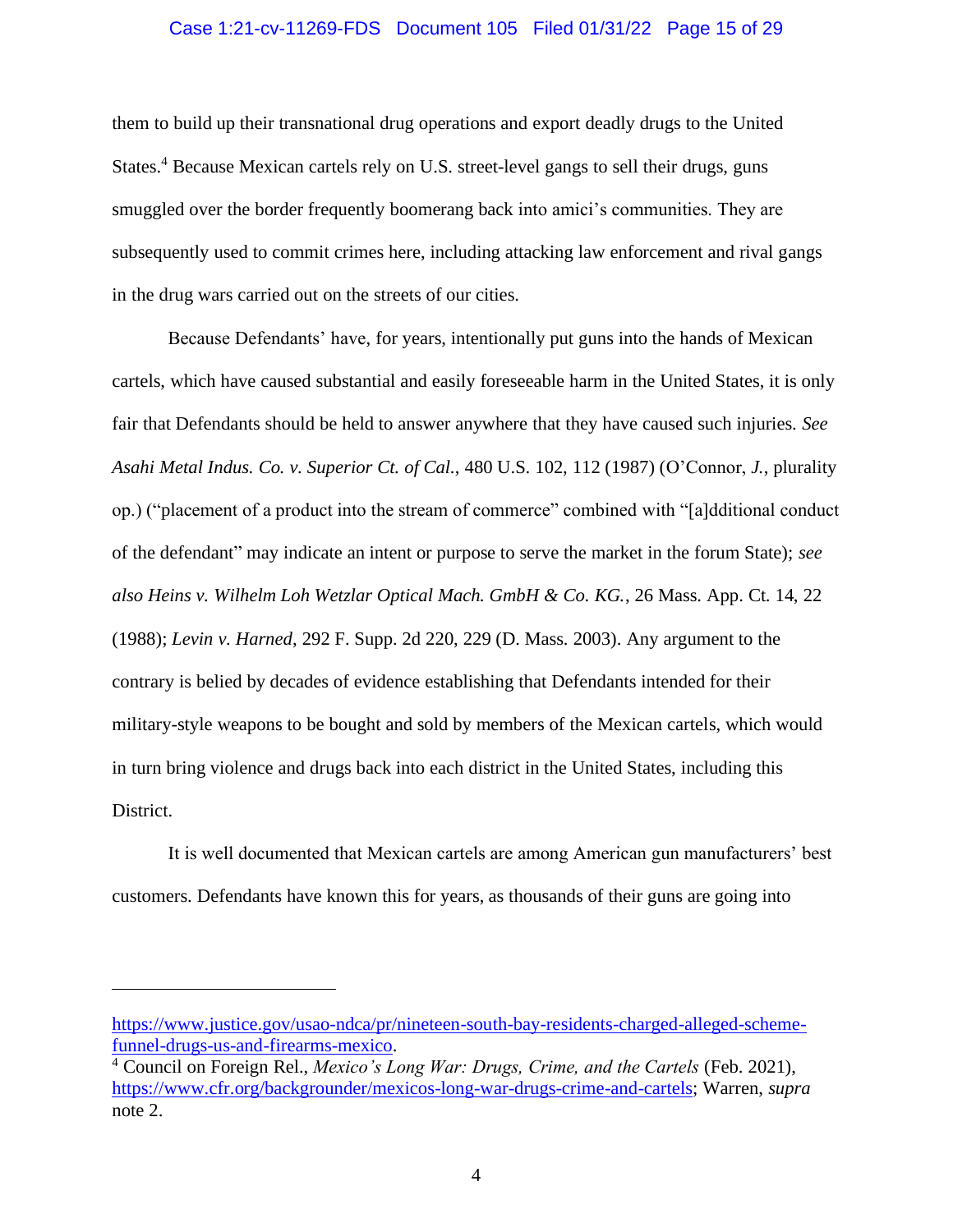them to build up their transnational drug operations and export deadly drugs to the United States.[4] Because Mexican cartels rely on U.S. street-level gangs to sell their drugs, guns smuggled over the border frequently boomerang back into amici's communities. They are subsequently used to commit crimes here, including attacking law enforcement and rival gangs in the drug wars carried out on the streets of our cities.

Because Defendants' have, for years, intentionally put guns into the hands of Mexican cartels, which have caused substantial and easily foreseeable harm in the United States, it is only fair that Defendants should be held to answer anywhere that they have caused such injuries. *See Asahi Metal Indus. Co. v. Superior Ct. of Cal.*, 480 U.S. 102, 112 (1987) (O'Connor, *J.*, plurality op.) ("placement of a product into the stream of commerce" combined with "[a]dditional conduct of the defendant" may indicate an intent or purpose to serve the market in the forum State); *see also Heins v. Wilhelm Loh Wetzlar Optical Mach. GmbH & Co. KG.*, 26 Mass. App. Ct. 14, 22 (1988); *Levin v. Harned*, 292 F. Supp. 2d 220, 229 (D. Mass. 2003). Any argument to the contrary is belied by decades of evidence establishing that Defendants intended for their military-style weapons to be bought and sold by members of the Mexican cartels, which would in turn bring violence and drugs back into each district in the United States, including this District.

It is well documented that Mexican cartels are among American gun manufacturers' best customers. Defendants have known this for years, as thousands of their guns are going into

---

https://www.justice.gov/usao-ndca/pr/nineteen-south-bay-residents-charged-alleged-scheme-funnel-drugs-us-and-firearms-mexico.

[4] Council on Foreign Rel., *Mexico's Long War: Drugs, Crime, and the Cartels* (Feb. 2021), https://www.cfr.org/backgrounder/mexicos-long-war-drugs-crime-and-cartels; Warren, *supra* note 2.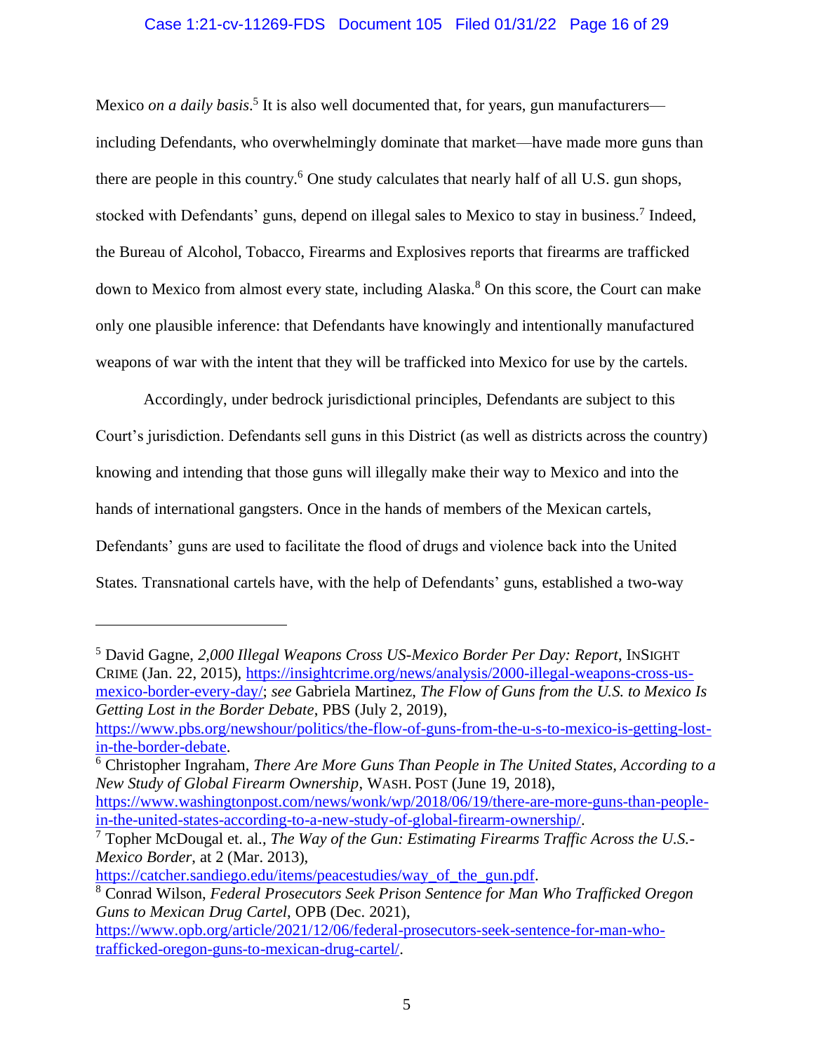Mexico *on a daily basis*.[5] It is also well documented that, for years, gun manufacturers—including Defendants, who overwhelmingly dominate that market—have made more guns than there are people in this country.[6] One study calculates that nearly half of all U.S. gun shops, stocked with Defendants' guns, depend on illegal sales to Mexico to stay in business.[7] Indeed, the Bureau of Alcohol, Tobacco, Firearms and Explosives reports that firearms are trafficked down to Mexico from almost every state, including Alaska.[8] On this score, the Court can make only one plausible inference: that Defendants have knowingly and intentionally manufactured weapons of war with the intent that they will be trafficked into Mexico for use by the cartels.

Accordingly, under bedrock jurisdictional principles, Defendants are subject to this Court's jurisdiction. Defendants sell guns in this District (as well as districts across the country) knowing and intending that those guns will illegally make their way to Mexico and into the hands of international gangsters. Once in the hands of members of the Mexican cartels, Defendants' guns are used to facilitate the flood of drugs and violence back into the United States. Transnational cartels have, with the help of Defendants' guns, established a two-way

---

[5] David Gagne, *2,000 Illegal Weapons Cross US-Mexico Border Per Day: Report*, INSIGHT CRIME (Jan. 22, 2015), https://insightcrime.org/news/analysis/2000-illegal-weapons-cross-us-mexico-border-every-day/; *see* Gabriela Martinez, *The Flow of Guns from the U.S. to Mexico Is Getting Lost in the Border Debate*, PBS (July 2, 2019), https://www.pbs.org/newshour/politics/the-flow-of-guns-from-the-u-s-to-mexico-is-getting-lost-in-the-border-debate.

[6] Christopher Ingraham, *There Are More Guns Than People in The United States, According to a New Study of Global Firearm Ownership*, WASH. POST (June 19, 2018), https://www.washingtonpost.com/news/wonk/wp/2018/06/19/there-are-more-guns-than-people-in-the-united-states-according-to-a-new-study-of-global-firearm-ownership/.

[7] Topher McDougal et. al., *The Way of the Gun: Estimating Firearms Traffic Across the U.S.-Mexico Border*, at 2 (Mar. 2013), https://catcher.sandiego.edu/items/peacestudies/way_of_the_gun.pdf.

[8] Conrad Wilson, *Federal Prosecutors Seek Prison Sentence for Man Who Trafficked Oregon Guns to Mexican Drug Cartel*, OPB (Dec. 2021), https://www.opb.org/article/2021/12/06/federal-prosecutors-seek-sentence-for-man-who-trafficked-oregon-guns-to-mexican-drug-cartel/.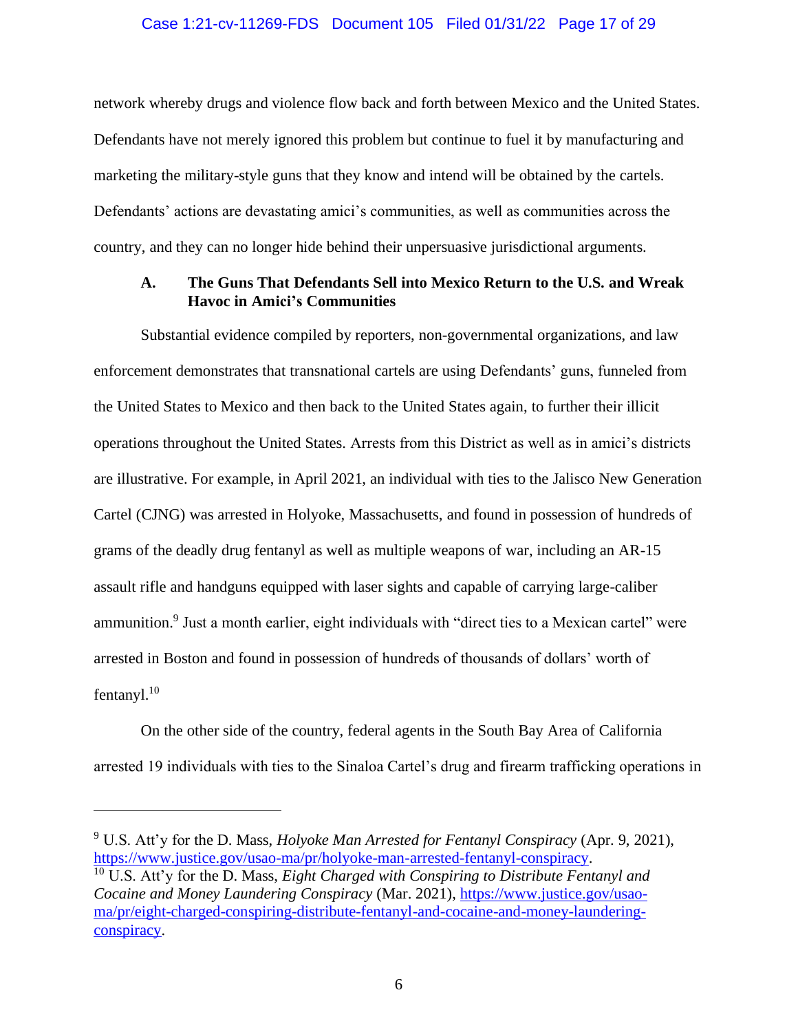network whereby drugs and violence flow back and forth between Mexico and the United States. Defendants have not merely ignored this problem but continue to fuel it by manufacturing and marketing the military-style guns that they know and intend will be obtained by the cartels. Defendants' actions are devastating amici's communities, as well as communities across the country, and they can no longer hide behind their unpersuasive jurisdictional arguments.

### A. The Guns That Defendants Sell into Mexico Return to the U.S. and Wreak Havoc in Amici's Communities

Substantial evidence compiled by reporters, non-governmental organizations, and law enforcement demonstrates that transnational cartels are using Defendants' guns, funneled from the United States to Mexico and then back to the United States again, to further their illicit operations throughout the United States. Arrests from this District as well as in amici's districts are illustrative. For example, in April 2021, an individual with ties to the Jalisco New Generation Cartel (CJNG) was arrested in Holyoke, Massachusetts, and found in possession of hundreds of grams of the deadly drug fentanyl as well as multiple weapons of war, including an AR-15 assault rifle and handguns equipped with laser sights and capable of carrying large-caliber ammunition.[9] Just a month earlier, eight individuals with "direct ties to a Mexican cartel" were arrested in Boston and found in possession of hundreds of thousands of dollars' worth of fentanyl.[10]

On the other side of the country, federal agents in the South Bay Area of California arrested 19 individuals with ties to the Sinaloa Cartel's drug and firearm trafficking operations in

---

[9] U.S. Att'y for the D. Mass, *Holyoke Man Arrested for Fentanyl Conspiracy* (Apr. 9, 2021), https://www.justice.gov/usao-ma/pr/holyoke-man-arrested-fentanyl-conspiracy.

[10] U.S. Att'y for the D. Mass, *Eight Charged with Conspiring to Distribute Fentanyl and Cocaine and Money Laundering Conspiracy* (Mar. 2021), https://www.justice.gov/usao-ma/pr/eight-charged-conspiring-distribute-fentanyl-and-cocaine-and-money-laundering-conspiracy.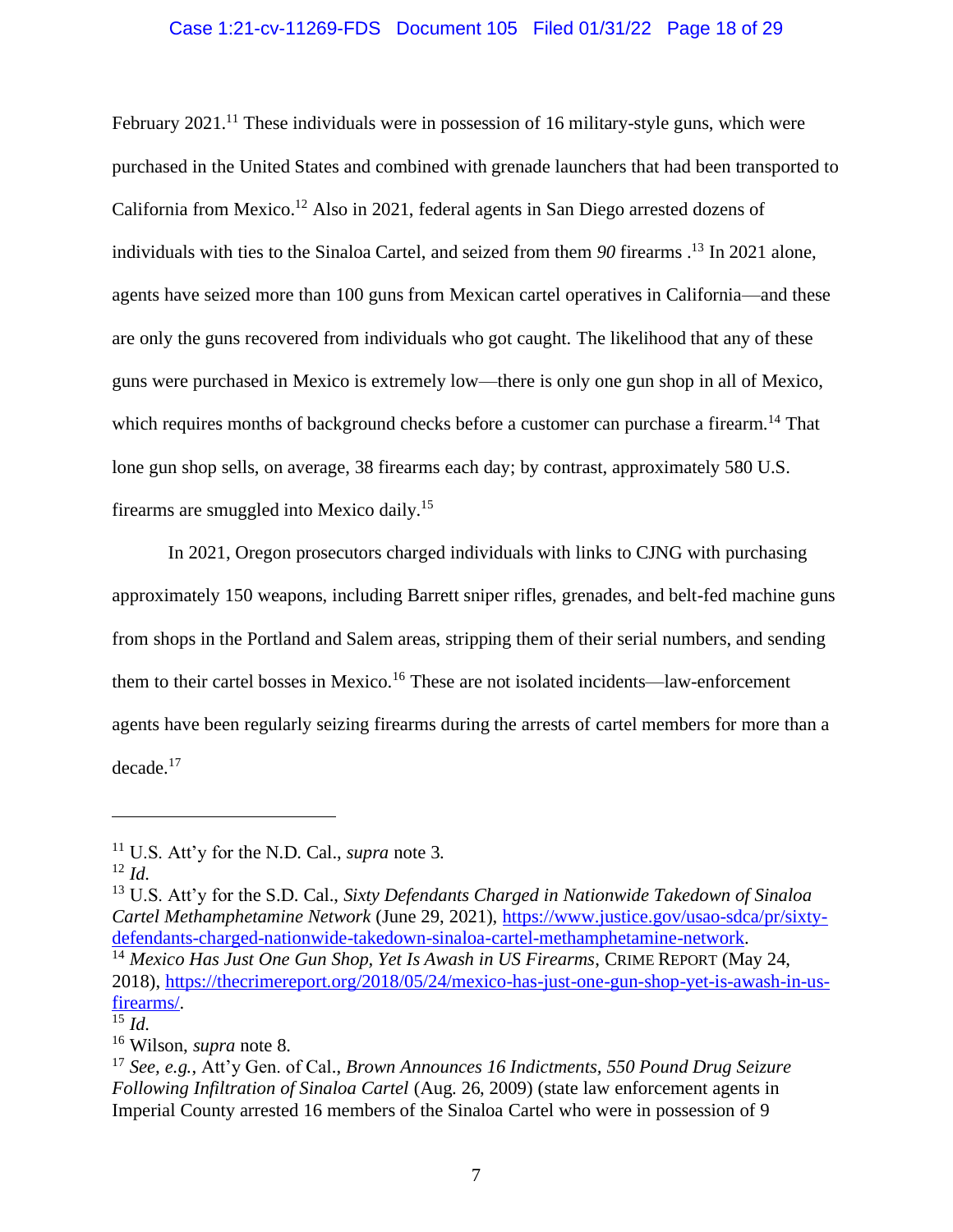February 2021.[11] These individuals were in possession of 16 military-style guns, which were purchased in the United States and combined with grenade launchers that had been transported to California from Mexico.[12] Also in 2021, federal agents in San Diego arrested dozens of individuals with ties to the Sinaloa Cartel, and seized from them *90* firearms .[13] In 2021 alone, agents have seized more than 100 guns from Mexican cartel operatives in California—and these are only the guns recovered from individuals who got caught. The likelihood that any of these guns were purchased in Mexico is extremely low—there is only one gun shop in all of Mexico, which requires months of background checks before a customer can purchase a firearm.[14] That lone gun shop sells, on average, 38 firearms each day; by contrast, approximately 580 U.S. firearms are smuggled into Mexico daily.[15]

In 2021, Oregon prosecutors charged individuals with links to CJNG with purchasing approximately 150 weapons, including Barrett sniper rifles, grenades, and belt-fed machine guns from shops in the Portland and Salem areas, stripping them of their serial numbers, and sending them to their cartel bosses in Mexico.[16] These are not isolated incidents—law-enforcement agents have been regularly seizing firearms during the arrests of cartel members for more than a decade.[17]

---

[11] U.S. Att'y for the N.D. Cal., *supra* note 3.

[12] *Id.*

[13] U.S. Att'y for the S.D. Cal., *Sixty Defendants Charged in Nationwide Takedown of Sinaloa Cartel Methamphetamine Network* (June 29, 2021), https://www.justice.gov/usao-sdca/pr/sixty-defendants-charged-nationwide-takedown-sinaloa-cartel-methamphetamine-network.

[14] *Mexico Has Just One Gun Shop, Yet Is Awash in US Firearms*, CRIME REPORT (May 24, 2018), https://thecrimereport.org/2018/05/24/mexico-has-just-one-gun-shop-yet-is-awash-in-us-firearms/.

[15] *Id.*

[16] Wilson, *supra* note 8.

[17] *See, e.g.*, Att'y Gen. of Cal., *Brown Announces 16 Indictments, 550 Pound Drug Seizure Following Infiltration of Sinaloa Cartel* (Aug. 26, 2009) (state law enforcement agents in Imperial County arrested 16 members of the Sinaloa Cartel who were in possession of 9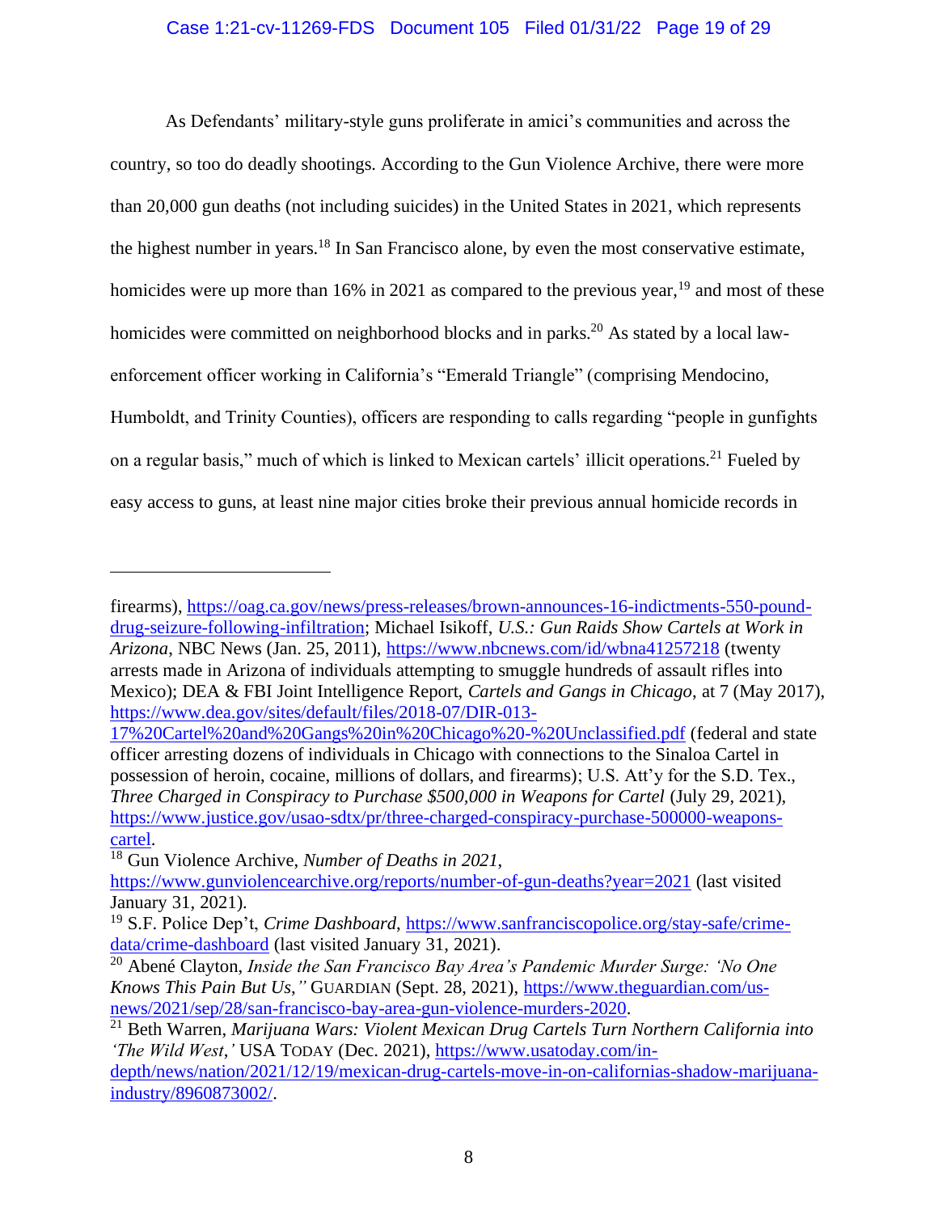As Defendants' military-style guns proliferate in amici's communities and across the country, so too do deadly shootings. According to the Gun Violence Archive, there were more than 20,000 gun deaths (not including suicides) in the United States in 2021, which represents the highest number in years.[18] In San Francisco alone, by even the most conservative estimate, homicides were up more than 16% in 2021 as compared to the previous year,[19] and most of these homicides were committed on neighborhood blocks and in parks.[20] As stated by a local law-enforcement officer working in California's "Emerald Triangle" (comprising Mendocino, Humboldt, and Trinity Counties), officers are responding to calls regarding "people in gunfights on a regular basis," much of which is linked to Mexican cartels' illicit operations.[21] Fueled by easy access to guns, at least nine major cities broke their previous annual homicide records in

---

firearms), https://oag.ca.gov/news/press-releases/brown-announces-16-indictments-550-pound-drug-seizure-following-infiltration; Michael Isikoff, *U.S.: Gun Raids Show Cartels at Work in Arizona*, NBC News (Jan. 25, 2011), https://www.nbcnews.com/id/wbna41257218 (twenty arrests made in Arizona of individuals attempting to smuggle hundreds of assault rifles into Mexico); DEA & FBI Joint Intelligence Report, *Cartels and Gangs in Chicago*, at 7 (May 2017), https://www.dea.gov/sites/default/files/2018-07/DIR-013-17%20Cartel%20and%20Gangs%20in%20Chicago%20-%20Unclassified.pdf (federal and state officer arresting dozens of individuals in Chicago with connections to the Sinaloa Cartel in possession of heroin, cocaine, millions of dollars, and firearms); U.S. Att'y for the S.D. Tex., *Three Charged in Conspiracy to Purchase $500,000 in Weapons for Cartel* (July 29, 2021), https://www.justice.gov/usao-sdtx/pr/three-charged-conspiracy-purchase-500000-weapons-cartel.

[18] Gun Violence Archive, *Number of Deaths in 2021*, https://www.gunviolencearchive.org/reports/number-of-gun-deaths?year=2021 (last visited January 31, 2021).

[19] S.F. Police Dep't, *Crime Dashboard*, https://www.sanfranciscopolice.org/stay-safe/crime-data/crime-dashboard (last visited January 31, 2021).

[20] Abené Clayton, *Inside the San Francisco Bay Area's Pandemic Murder Surge: 'No One Knows This Pain But Us,"* GUARDIAN (Sept. 28, 2021), https://www.theguardian.com/us-news/2021/sep/28/san-francisco-bay-area-gun-violence-murders-2020.

[21] Beth Warren, *Marijuana Wars: Violent Mexican Drug Cartels Turn Northern California into 'The Wild West,'* USA TODAY (Dec. 2021), https://www.usatoday.com/in-depth/news/nation/2021/12/19/mexican-drug-cartels-move-in-on-californias-shadow-marijuana-industry/8960873002/.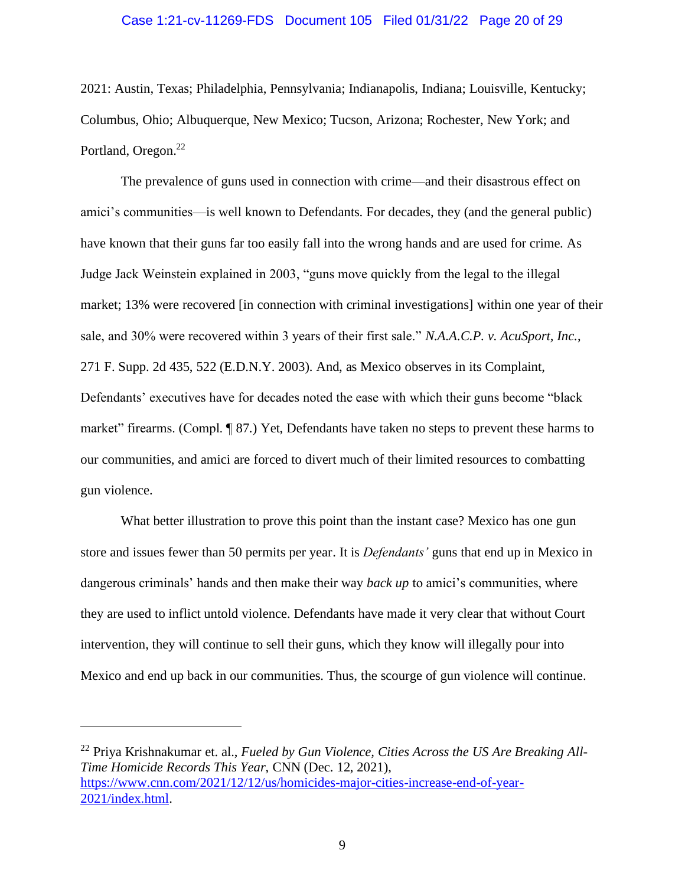2021: Austin, Texas; Philadelphia, Pennsylvania; Indianapolis, Indiana; Louisville, Kentucky; Columbus, Ohio; Albuquerque, New Mexico; Tucson, Arizona; Rochester, New York; and Portland, Oregon.[22]

The prevalence of guns used in connection with crime—and their disastrous effect on amici's communities—is well known to Defendants. For decades, they (and the general public) have known that their guns far too easily fall into the wrong hands and are used for crime. As Judge Jack Weinstein explained in 2003, "guns move quickly from the legal to the illegal market; 13% were recovered [in connection with criminal investigations] within one year of their sale, and 30% were recovered within 3 years of their first sale." *N.A.A.C.P. v. AcuSport, Inc.*, 271 F. Supp. 2d 435, 522 (E.D.N.Y. 2003). And, as Mexico observes in its Complaint, Defendants' executives have for decades noted the ease with which their guns become "black market" firearms. (Compl. ¶ 87.) Yet, Defendants have taken no steps to prevent these harms to our communities, and amici are forced to divert much of their limited resources to combatting gun violence.

What better illustration to prove this point than the instant case? Mexico has one gun store and issues fewer than 50 permits per year. It is *Defendants'* guns that end up in Mexico in dangerous criminals' hands and then make their way *back up* to amici's communities, where they are used to inflict untold violence. Defendants have made it very clear that without Court intervention, they will continue to sell their guns, which they know will illegally pour into Mexico and end up back in our communities. Thus, the scourge of gun violence will continue.

---

[22] Priya Krishnakumar et. al., *Fueled by Gun Violence, Cities Across the US Are Breaking All-Time Homicide Records This Year*, CNN (Dec. 12, 2021), https://www.cnn.com/2021/12/12/us/homicides-major-cities-increase-end-of-year-2021/index.html.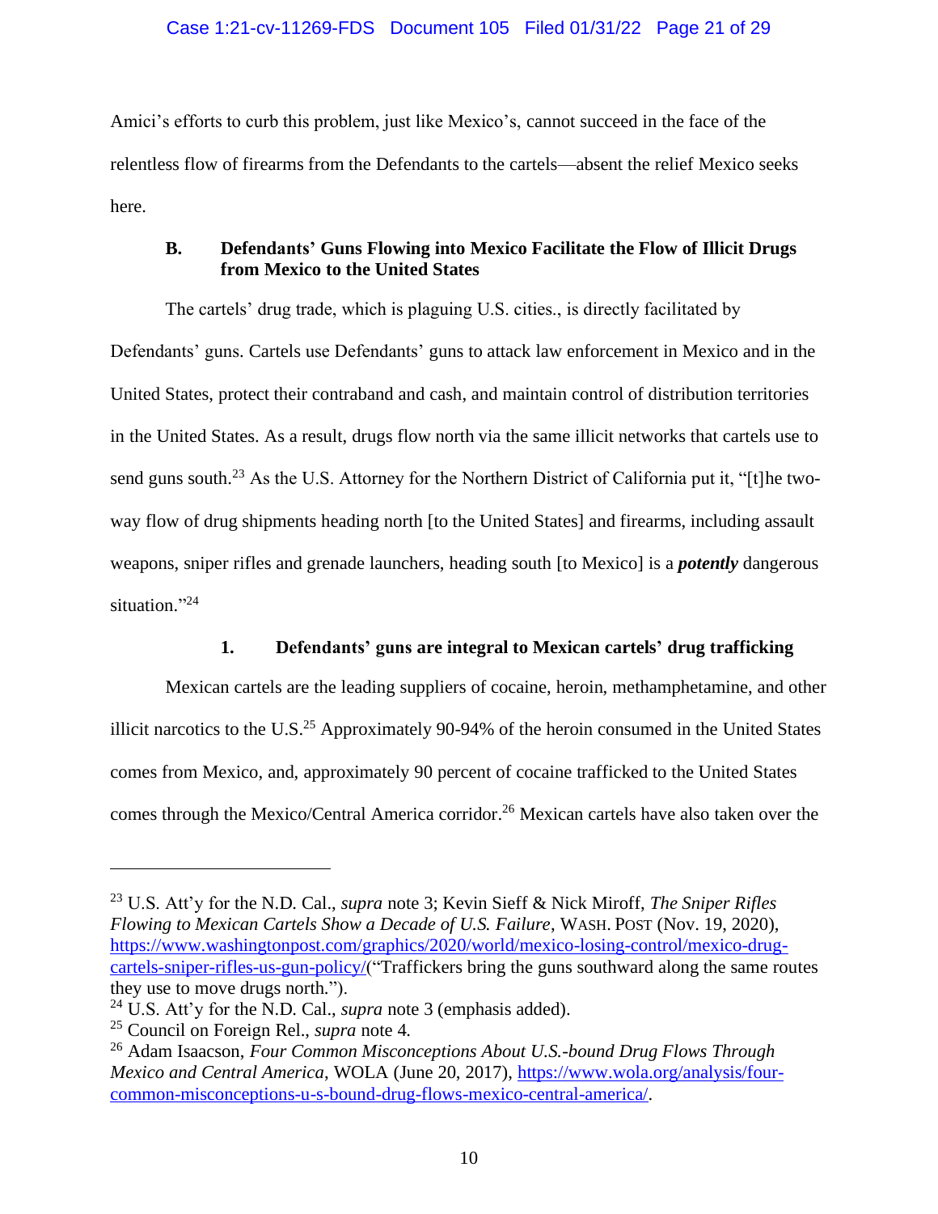Amici's efforts to curb this problem, just like Mexico's, cannot succeed in the face of the relentless flow of firearms from the Defendants to the cartels—absent the relief Mexico seeks here.

### B. Defendants' Guns Flowing into Mexico Facilitate the Flow of Illicit Drugs from Mexico to the United States

The cartels' drug trade, which is plaguing U.S. cities., is directly facilitated by Defendants' guns. Cartels use Defendants' guns to attack law enforcement in Mexico and in the United States, protect their contraband and cash, and maintain control of distribution territories in the United States. As a result, drugs flow north via the same illicit networks that cartels use to send guns south.[23] As the U.S. Attorney for the Northern District of California put it, "[t]he two-way flow of drug shipments heading north [to the United States] and firearms, including assault weapons, sniper rifles and grenade launchers, heading south [to Mexico] is a ***potently*** dangerous situation."[24]

#### 1. Defendants' guns are integral to Mexican cartels' drug trafficking

Mexican cartels are the leading suppliers of cocaine, heroin, methamphetamine, and other illicit narcotics to the U.S.[25] Approximately 90-94% of the heroin consumed in the United States comes from Mexico, and, approximately 90 percent of cocaine trafficked to the United States comes through the Mexico/Central America corridor.[26] Mexican cartels have also taken over the

---

[23] U.S. Att'y for the N.D. Cal., *supra* note 3; Kevin Sieff & Nick Miroff, *The Sniper Rifles Flowing to Mexican Cartels Show a Decade of U.S. Failure*, WASH. POST (Nov. 19, 2020), https://www.washingtonpost.com/graphics/2020/world/mexico-losing-control/mexico-drug-cartels-sniper-rifles-us-gun-policy/("Traffickers bring the guns southward along the same routes they use to move drugs north.").

[24] U.S. Att'y for the N.D. Cal., *supra* note 3 (emphasis added).

[25] Council on Foreign Rel., *supra* note 4.

[26] Adam Isaacson, *Four Common Misconceptions About U.S.-bound Drug Flows Through Mexico and Central America*, WOLA (June 20, 2017), https://www.wola.org/analysis/four-common-misconceptions-u-s-bound-drug-flows-mexico-central-america/.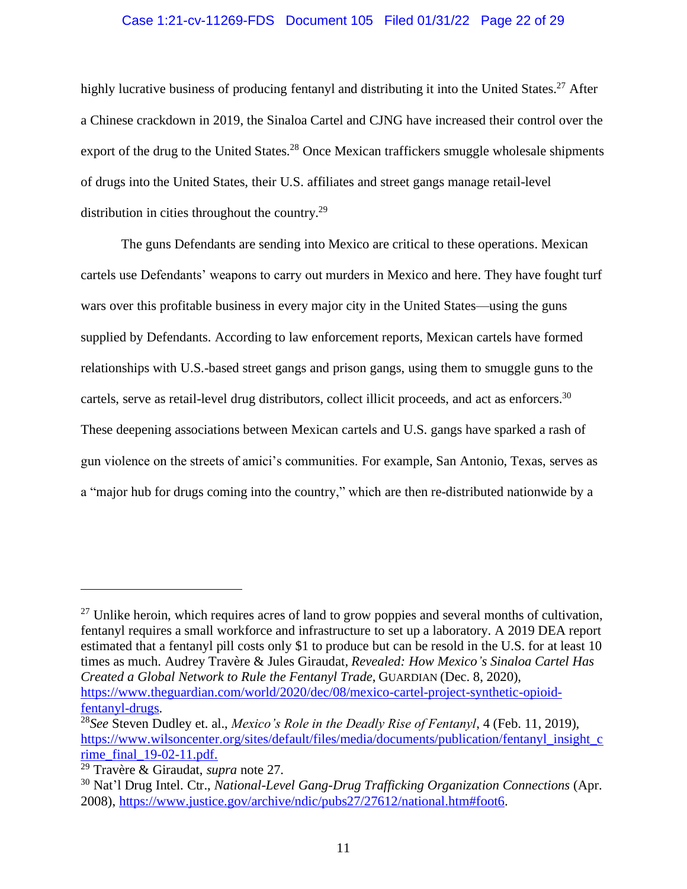highly lucrative business of producing fentanyl and distributing it into the United States.[27] After a Chinese crackdown in 2019, the Sinaloa Cartel and CJNG have increased their control over the export of the drug to the United States.[28] Once Mexican traffickers smuggle wholesale shipments of drugs into the United States, their U.S. affiliates and street gangs manage retail-level distribution in cities throughout the country.[29]

The guns Defendants are sending into Mexico are critical to these operations. Mexican cartels use Defendants' weapons to carry out murders in Mexico and here. They have fought turf wars over this profitable business in every major city in the United States—using the guns supplied by Defendants. According to law enforcement reports, Mexican cartels have formed relationships with U.S.-based street gangs and prison gangs, using them to smuggle guns to the cartels, serve as retail-level drug distributors, collect illicit proceeds, and act as enforcers.[30] These deepening associations between Mexican cartels and U.S. gangs have sparked a rash of gun violence on the streets of amici's communities. For example, San Antonio, Texas, serves as a "major hub for drugs coming into the country," which are then re-distributed nationwide by a

---

[27] Unlike heroin, which requires acres of land to grow poppies and several months of cultivation, fentanyl requires a small workforce and infrastructure to set up a laboratory. A 2019 DEA report estimated that a fentanyl pill costs only $1 to produce but can be resold in the U.S. for at least 10 times as much. Audrey Travère & Jules Giraudat, *Revealed: How Mexico's Sinaloa Cartel Has Created a Global Network to Rule the Fentanyl Trade*, GUARDIAN (Dec. 8, 2020), https://www.theguardian.com/world/2020/dec/08/mexico-cartel-project-synthetic-opioid-fentanyl-drugs.

[28] *See* Steven Dudley et. al., *Mexico's Role in the Deadly Rise of Fentanyl*, 4 (Feb. 11, 2019), https://www.wilsoncenter.org/sites/default/files/media/documents/publication/fentanyl_insight_crime_final_19-02-11.pdf.

[29] Travère & Giraudat, *supra* note 27.

[30] Nat'l Drug Intel. Ctr., *National-Level Gang-Drug Trafficking Organization Connections* (Apr. 2008), https://www.justice.gov/archive/ndic/pubs27/27612/national.htm#foot6.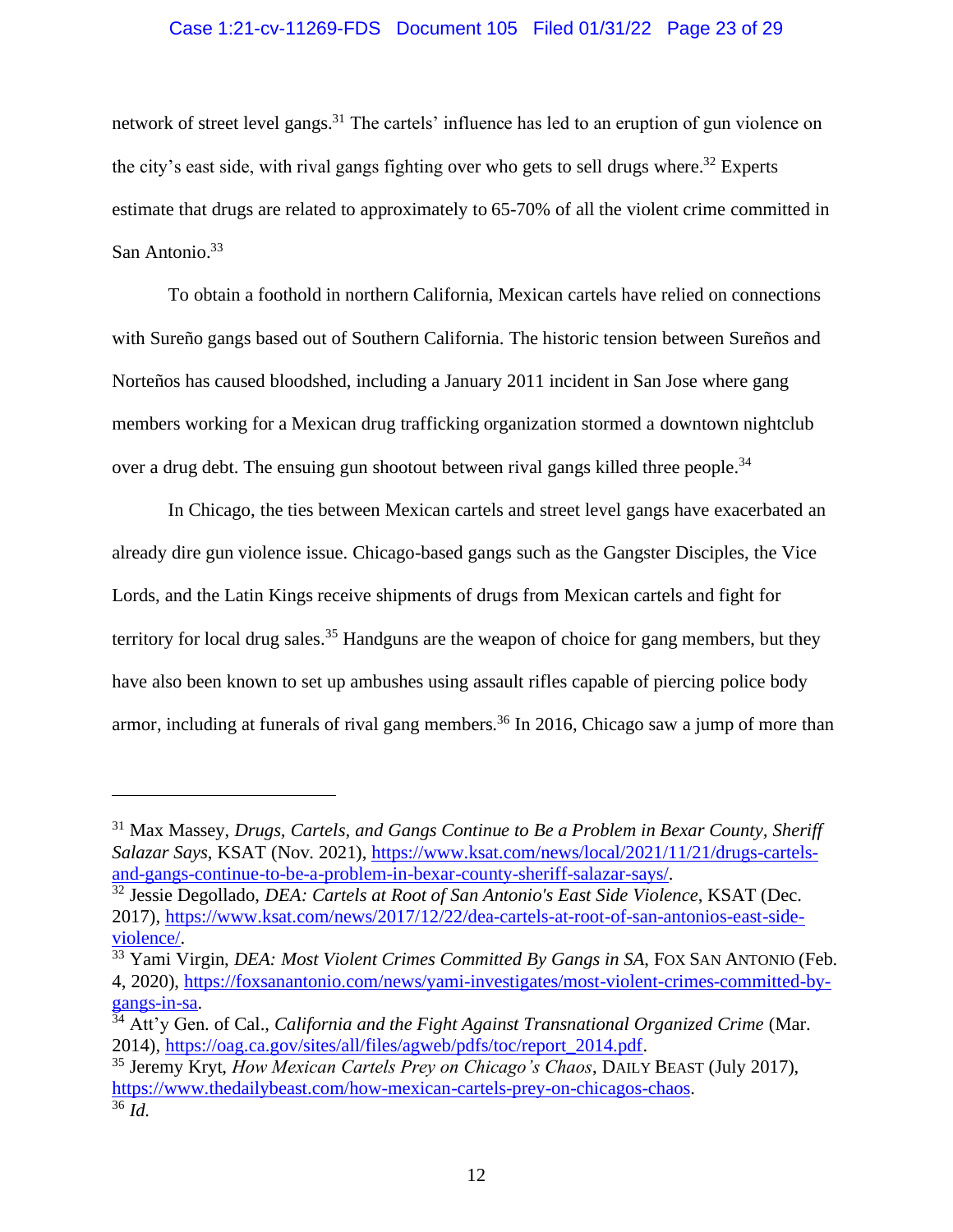network of street level gangs.[31] The cartels' influence has led to an eruption of gun violence on the city's east side, with rival gangs fighting over who gets to sell drugs where.[32] Experts estimate that drugs are related to approximately to 65-70% of all the violent crime committed in San Antonio.[33]

To obtain a foothold in northern California, Mexican cartels have relied on connections with Sureño gangs based out of Southern California. The historic tension between Sureños and Norteños has caused bloodshed, including a January 2011 incident in San Jose where gang members working for a Mexican drug trafficking organization stormed a downtown nightclub over a drug debt. The ensuing gun shootout between rival gangs killed three people.[34]

In Chicago, the ties between Mexican cartels and street level gangs have exacerbated an already dire gun violence issue. Chicago-based gangs such as the Gangster Disciples, the Vice Lords, and the Latin Kings receive shipments of drugs from Mexican cartels and fight for territory for local drug sales.[35] Handguns are the weapon of choice for gang members, but they have also been known to set up ambushes using assault rifles capable of piercing police body armor, including at funerals of rival gang members.[36] In 2016, Chicago saw a jump of more than

---

[31] Max Massey, *Drugs, Cartels, and Gangs Continue to Be a Problem in Bexar County, Sheriff Salazar Says*, KSAT (Nov. 2021), https://www.ksat.com/news/local/2021/11/21/drugs-cartels-and-gangs-continue-to-be-a-problem-in-bexar-county-sheriff-salazar-says/.

[32] Jessie Degollado, *DEA: Cartels at Root of San Antonio's East Side Violence*, KSAT (Dec. 2017), https://www.ksat.com/news/2017/12/22/dea-cartels-at-root-of-san-antonios-east-side-violence/.

[33] Yami Virgin, *DEA: Most Violent Crimes Committed By Gangs in SA*, FOX SAN ANTONIO (Feb. 4, 2020), https://foxsanantonio.com/news/yami-investigates/most-violent-crimes-committed-by-gangs-in-sa.

[34] Att'y Gen. of Cal., *California and the Fight Against Transnational Organized Crime* (Mar. 2014), https://oag.ca.gov/sites/all/files/agweb/pdfs/toc/report_2014.pdf.

[35] Jeremy Kryt, *How Mexican Cartels Prey on Chicago's Chaos*, DAILY BEAST (July 2017), https://www.thedailybeast.com/how-mexican-cartels-prey-on-chicagos-chaos.

[36] *Id.*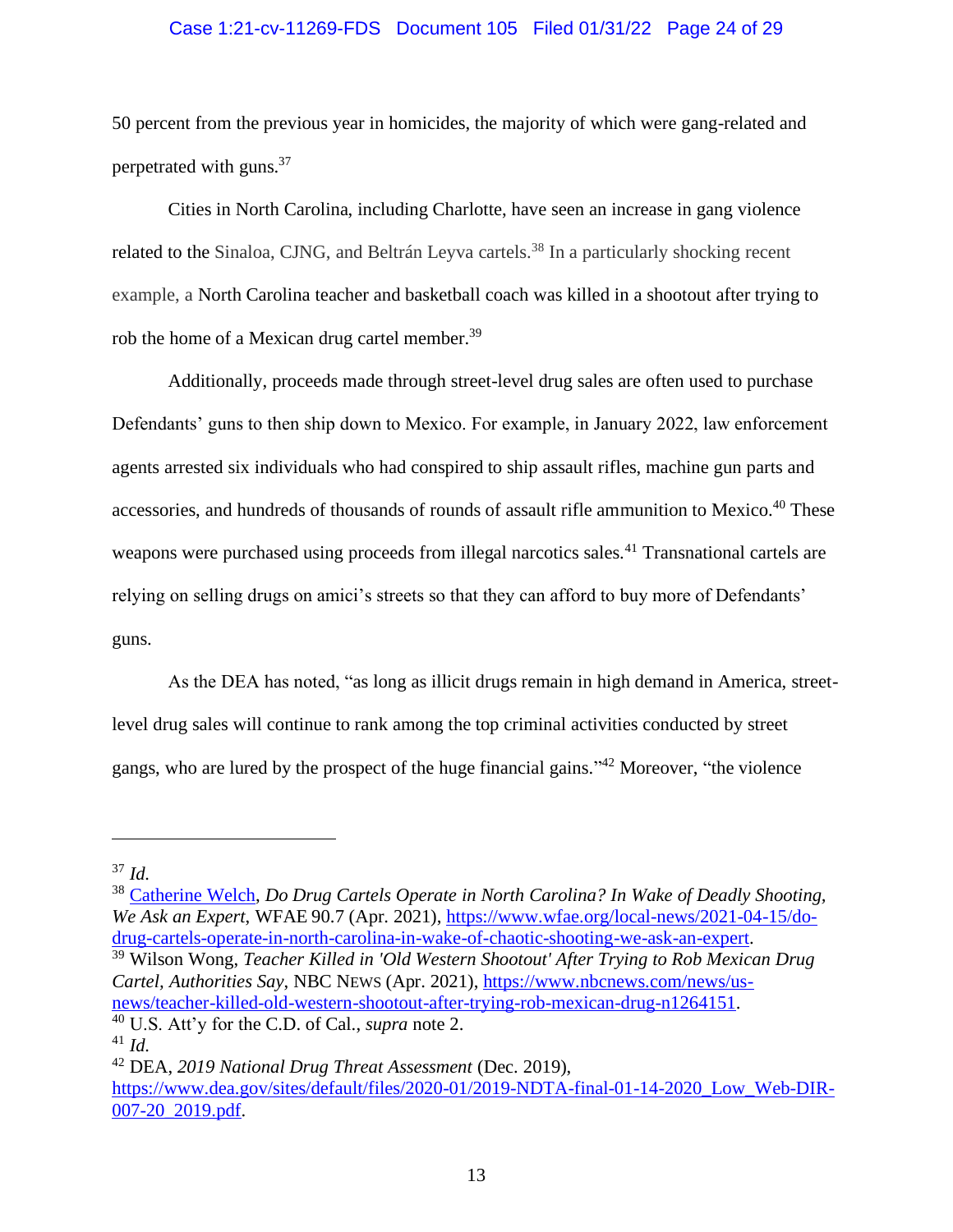50 percent from the previous year in homicides, the majority of which were gang-related and perpetrated with guns.[37]

Cities in North Carolina, including Charlotte, have seen an increase in gang violence related to the Sinaloa, CJNG, and Beltrán Leyva cartels.[38] In a particularly shocking recent example, a North Carolina teacher and basketball coach was killed in a shootout after trying to rob the home of a Mexican drug cartel member.[39]

Additionally, proceeds made through street-level drug sales are often used to purchase Defendants' guns to then ship down to Mexico. For example, in January 2022, law enforcement agents arrested six individuals who had conspired to ship assault rifles, machine gun parts and accessories, and hundreds of thousands of rounds of assault rifle ammunition to Mexico.[40] These weapons were purchased using proceeds from illegal narcotics sales.[41] Transnational cartels are relying on selling drugs on amici's streets so that they can afford to buy more of Defendants' guns.

As the DEA has noted, "as long as illicit drugs remain in high demand in America, street-level drug sales will continue to rank among the top criminal activities conducted by street gangs, who are lured by the prospect of the huge financial gains."[42] Moreover, "the violence

---

[37] *Id.*

[38] Catherine Welch, *Do Drug Cartels Operate in North Carolina? In Wake of Deadly Shooting, We Ask an Expert*, WFAE 90.7 (Apr. 2021), https://www.wfae.org/local-news/2021-04-15/do-drug-cartels-operate-in-north-carolina-in-wake-of-chaotic-shooting-we-ask-an-expert.

[39] Wilson Wong, *Teacher Killed in 'Old Western Shootout' After Trying to Rob Mexican Drug Cartel, Authorities Say*, NBC NEWS (Apr. 2021), https://www.nbcnews.com/news/us-news/teacher-killed-old-western-shootout-after-trying-rob-mexican-drug-n1264151.

[40] U.S. Att'y for the C.D. of Cal., *supra* note 2.

[41] *Id.*

[42] DEA, *2019 National Drug Threat Assessment* (Dec. 2019), https://www.dea.gov/sites/default/files/2020-01/2019-NDTA-final-01-14-2020_Low_Web-DIR-007-20_2019.pdf.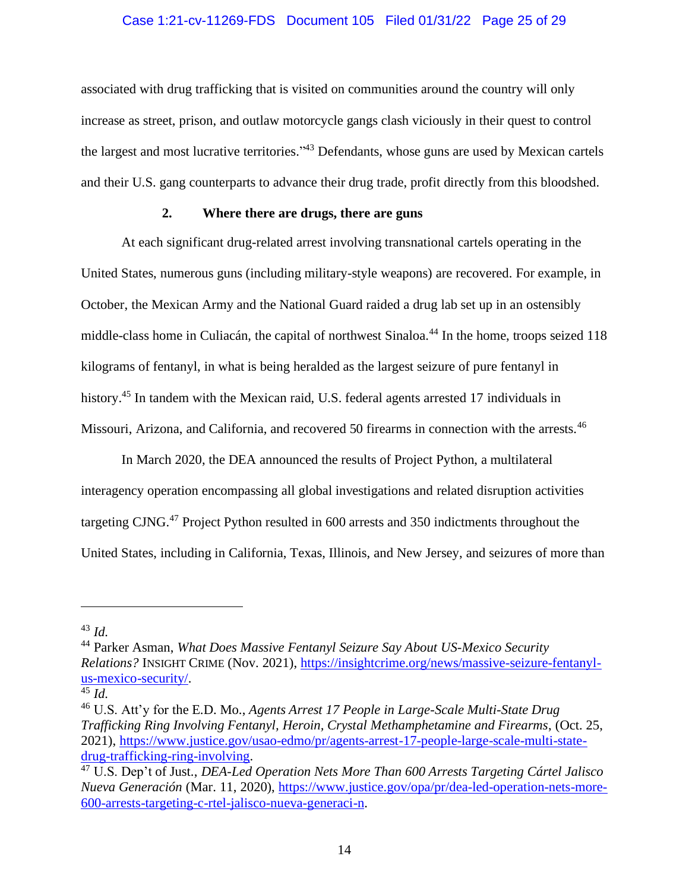associated with drug trafficking that is visited on communities around the country will only increase as street, prison, and outlaw motorcycle gangs clash viciously in their quest to control the largest and most lucrative territories."[43] Defendants, whose guns are used by Mexican cartels and their U.S. gang counterparts to advance their drug trade, profit directly from this bloodshed.

### 2. Where there are drugs, there are guns

At each significant drug-related arrest involving transnational cartels operating in the United States, numerous guns (including military-style weapons) are recovered. For example, in October, the Mexican Army and the National Guard raided a drug lab set up in an ostensibly middle-class home in Culiacán, the capital of northwest Sinaloa.[44] In the home, troops seized 118 kilograms of fentanyl, in what is being heralded as the largest seizure of pure fentanyl in history.[45] In tandem with the Mexican raid, U.S. federal agents arrested 17 individuals in Missouri, Arizona, and California, and recovered 50 firearms in connection with the arrests.[46]

In March 2020, the DEA announced the results of Project Python, a multilateral interagency operation encompassing all global investigations and related disruption activities targeting CJNG.[47] Project Python resulted in 600 arrests and 350 indictments throughout the United States, including in California, Texas, Illinois, and New Jersey, and seizures of more than

---

[43] *Id.*

[44] Parker Asman, *What Does Massive Fentanyl Seizure Say About US-Mexico Security Relations?* INSIGHT CRIME (Nov. 2021), https://insightcrime.org/news/massive-seizure-fentanyl-us-mexico-security/.

[45] *Id.*

[46] U.S. Att'y for the E.D. Mo., *Agents Arrest 17 People in Large-Scale Multi-State Drug Trafficking Ring Involving Fentanyl, Heroin, Crystal Methamphetamine and Firearms*, (Oct. 25, 2021), https://www.justice.gov/usao-edmo/pr/agents-arrest-17-people-large-scale-multi-state-drug-trafficking-ring-involving.

[47] U.S. Dep't of Just., *DEA-Led Operation Nets More Than 600 Arrests Targeting Cártel Jalisco Nueva Generación* (Mar. 11, 2020), https://www.justice.gov/opa/pr/dea-led-operation-nets-more-600-arrests-targeting-c-rtel-jalisco-nueva-generaci-n.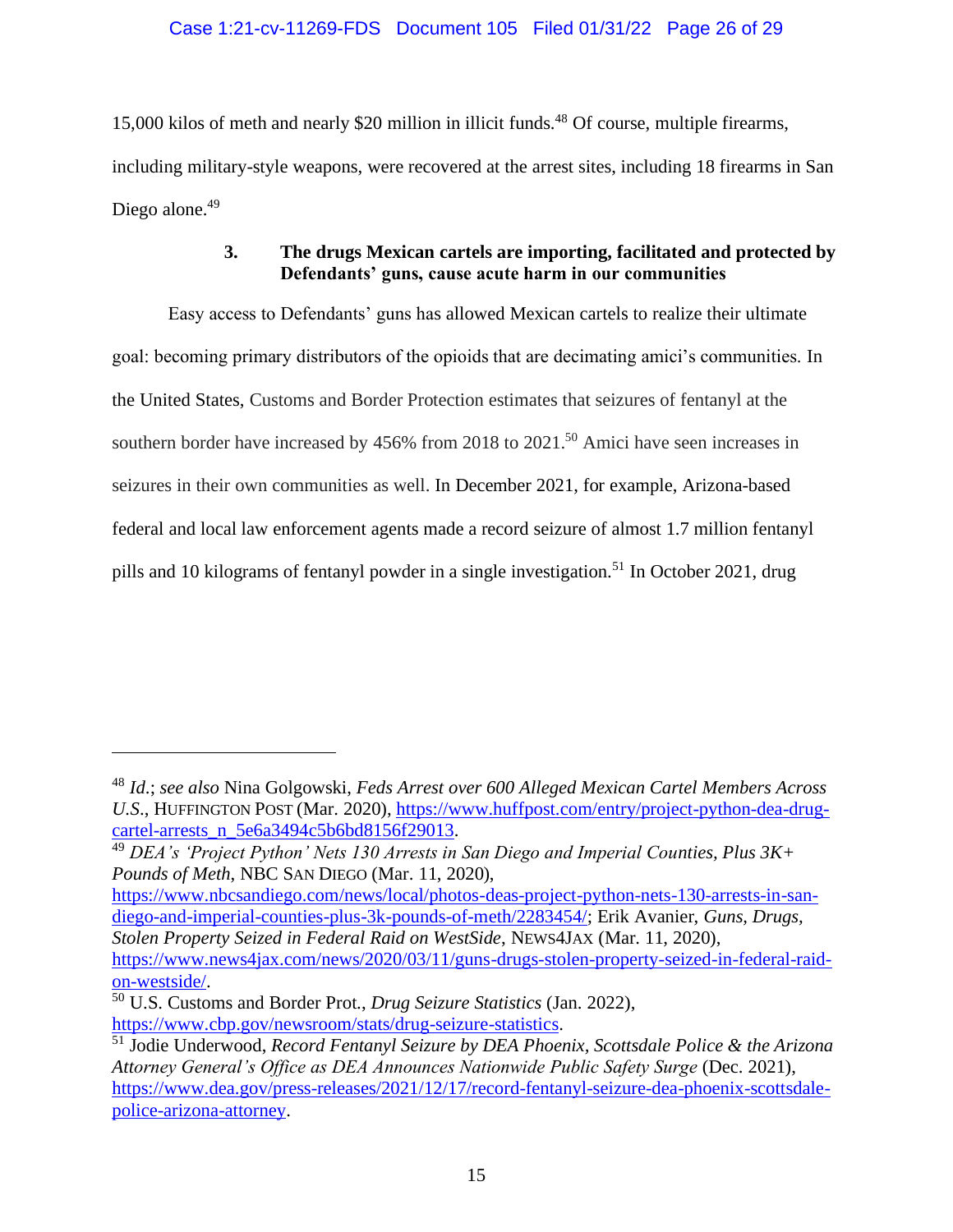15,000 kilos of meth and nearly $20 million in illicit funds.[48] Of course, multiple firearms, including military-style weapons, were recovered at the arrest sites, including 18 firearms in San Diego alone.[49]

### 3. The drugs Mexican cartels are importing, facilitated and protected by Defendants' guns, cause acute harm in our communities

Easy access to Defendants' guns has allowed Mexican cartels to realize their ultimate goal: becoming primary distributors of the opioids that are decimating amici's communities. In the United States, Customs and Border Protection estimates that seizures of fentanyl at the southern border have increased by 456% from 2018 to 2021.[50] Amici have seen increases in seizures in their own communities as well. In December 2021, for example, Arizona-based federal and local law enforcement agents made a record seizure of almost 1.7 million fentanyl pills and 10 kilograms of fentanyl powder in a single investigation.[51] In October 2021, drug

---

[48] *Id.*; *see also* Nina Golgowski, *Feds Arrest over 600 Alleged Mexican Cartel Members Across U.S.*, HUFFINGTON POST (Mar. 2020), https://www.huffpost.com/entry/project-python-dea-drug-cartel-arrests_n_5e6a3494c5b6bd8156f29013.

[49] *DEA's 'Project Python' Nets 130 Arrests in San Diego and Imperial Counties, Plus 3K+ Pounds of Meth*, NBC SAN DIEGO (Mar. 11, 2020), https://www.nbcsandiego.com/news/local/photos-deas-project-python-nets-130-arrests-in-san-diego-and-imperial-counties-plus-3k-pounds-of-meth/2283454/; Erik Avanier, *Guns, Drugs, Stolen Property Seized in Federal Raid on WestSide*, NEWS4JAX (Mar. 11, 2020), https://www.news4jax.com/news/2020/03/11/guns-drugs-stolen-property-seized-in-federal-raid-on-westside/.

[50] U.S. Customs and Border Prot., *Drug Seizure Statistics* (Jan. 2022), https://www.cbp.gov/newsroom/stats/drug-seizure-statistics.

[51] Jodie Underwood, *Record Fentanyl Seizure by DEA Phoenix, Scottsdale Police & the Arizona Attorney General's Office as DEA Announces Nationwide Public Safety Surge* (Dec. 2021), https://www.dea.gov/press-releases/2021/12/17/record-fentanyl-seizure-dea-phoenix-scottsdale-police-arizona-attorney.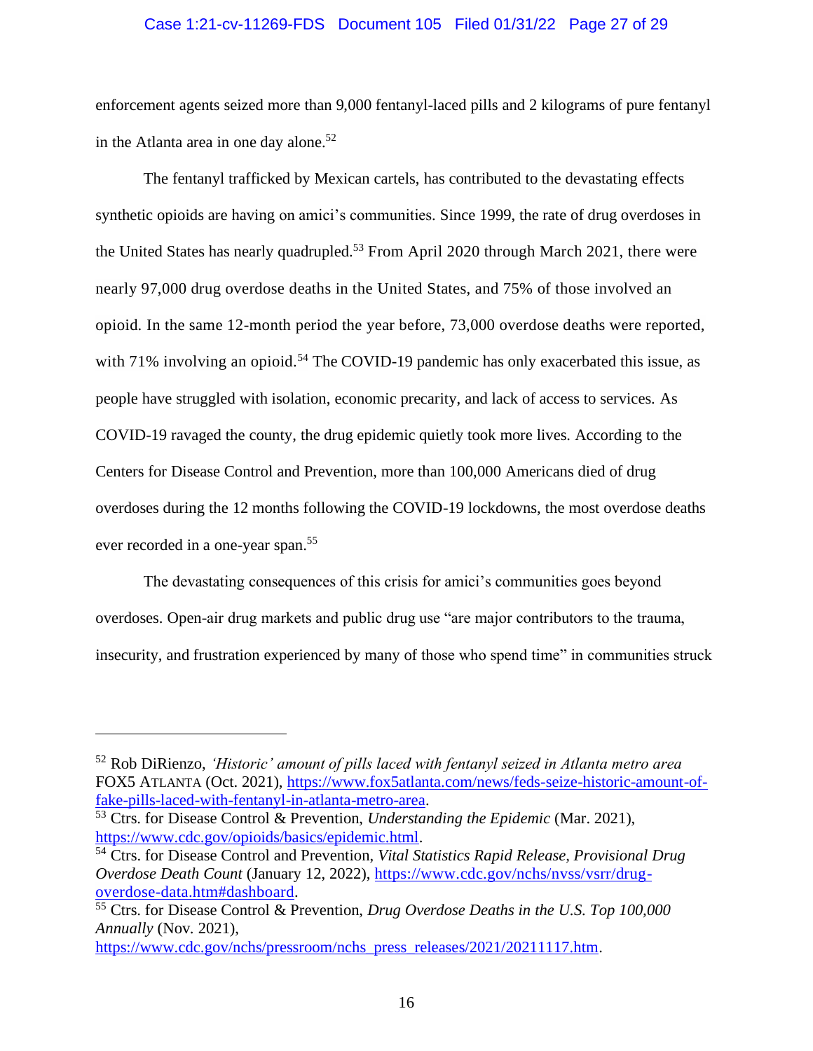enforcement agents seized more than 9,000 fentanyl-laced pills and 2 kilograms of pure fentanyl in the Atlanta area in one day alone.[52]

The fentanyl trafficked by Mexican cartels, has contributed to the devastating effects synthetic opioids are having on amici's communities. Since 1999, the rate of drug overdoses in the United States has nearly quadrupled.[53] From April 2020 through March 2021, there were nearly 97,000 drug overdose deaths in the United States, and 75% of those involved an opioid. In the same 12-month period the year before, 73,000 overdose deaths were reported, with 71% involving an opioid.[54] The COVID-19 pandemic has only exacerbated this issue, as people have struggled with isolation, economic precarity, and lack of access to services. As COVID-19 ravaged the county, the drug epidemic quietly took more lives. According to the Centers for Disease Control and Prevention, more than 100,000 Americans died of drug overdoses during the 12 months following the COVID-19 lockdowns, the most overdose deaths ever recorded in a one-year span.[55]

The devastating consequences of this crisis for amici's communities goes beyond overdoses. Open-air drug markets and public drug use "are major contributors to the trauma, insecurity, and frustration experienced by many of those who spend time" in communities struck

---

[52] Rob DiRienzo, *'Historic' amount of pills laced with fentanyl seized in Atlanta metro area* FOX5 ATLANTA (Oct. 2021), https://www.fox5atlanta.com/news/feds-seize-historic-amount-of-fake-pills-laced-with-fentanyl-in-atlanta-metro-area.

[53] Ctrs. for Disease Control & Prevention, *Understanding the Epidemic* (Mar. 2021), https://www.cdc.gov/opioids/basics/epidemic.html.

[54] Ctrs. for Disease Control and Prevention, *Vital Statistics Rapid Release, Provisional Drug Overdose Death Count* (January 12, 2022), https://www.cdc.gov/nchs/nvss/vsrr/drug-overdose-data.htm#dashboard.

[55] Ctrs. for Disease Control & Prevention, *Drug Overdose Deaths in the U.S. Top 100,000 Annually* (Nov. 2021), https://www.cdc.gov/nchs/pressroom/nchs_press_releases/2021/20211117.htm.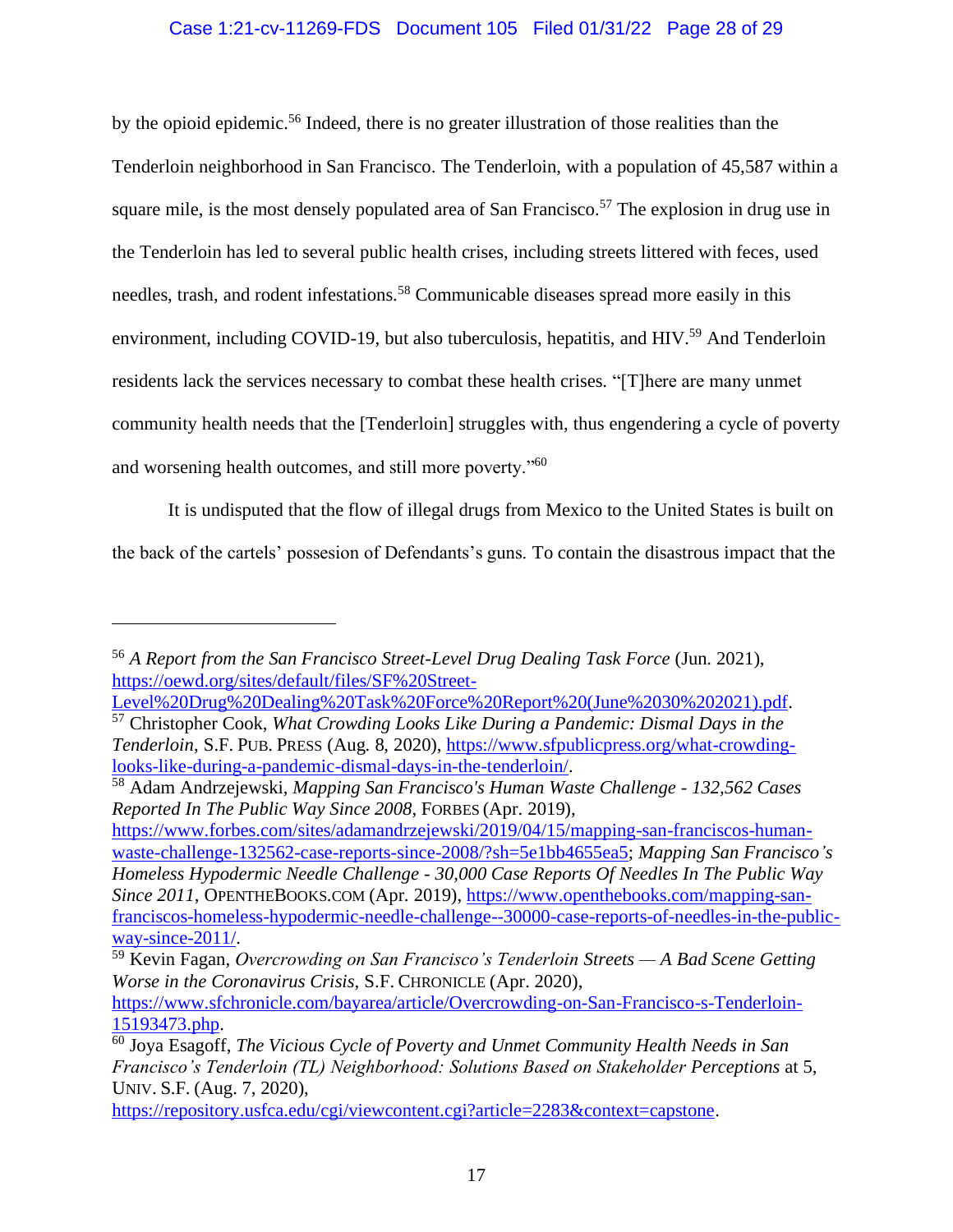by the opioid epidemic.[56] Indeed, there is no greater illustration of those realities than the Tenderloin neighborhood in San Francisco. The Tenderloin, with a population of 45,587 within a square mile, is the most densely populated area of San Francisco.[57] The explosion in drug use in the Tenderloin has led to several public health crises, including streets littered with feces, used needles, trash, and rodent infestations.[58] Communicable diseases spread more easily in this environment, including COVID-19, but also tuberculosis, hepatitis, and HIV.[59] And Tenderloin residents lack the services necessary to combat these health crises. "[T]here are many unmet community health needs that the [Tenderloin] struggles with, thus engendering a cycle of poverty and worsening health outcomes, and still more poverty."[60]

It is undisputed that the flow of illegal drugs from Mexico to the United States is built on the back of the cartels' possesion of Defendants's guns. To contain the disastrous impact that the

---

[56] *A Report from the San Francisco Street-Level Drug Dealing Task Force* (Jun. 2021), https://oewd.org/sites/default/files/SF%20Street-Level%20Drug%20Dealing%20Task%20Force%20Report%20(June%2030%202021).pdf.

[57] Christopher Cook, *What Crowding Looks Like During a Pandemic: Dismal Days in the Tenderloin*, S.F. PUB. PRESS (Aug. 8, 2020), https://www.sfpublicpress.org/what-crowding-looks-like-during-a-pandemic-dismal-days-in-the-tenderloin/.

[58] Adam Andrzejewski, *Mapping San Francisco's Human Waste Challenge - 132,562 Cases Reported In The Public Way Since 2008*, FORBES (Apr. 2019), https://www.forbes.com/sites/adamandrzejewski/2019/04/15/mapping-san-franciscos-human-waste-challenge-132562-case-reports-since-2008/?sh=5e1bb4655ea5; *Mapping San Francisco's Homeless Hypodermic Needle Challenge - 30,000 Case Reports Of Needles In The Public Way Since 2011*, OPENTHEBOOKS.COM (Apr. 2019), https://www.openthebooks.com/mapping-san-franciscos-homeless-hypodermic-needle-challenge--30000-case-reports-of-needles-in-the-public-way-since-2011/.

[59] Kevin Fagan, *Overcrowding on San Francisco's Tenderloin Streets — A Bad Scene Getting Worse in the Coronavirus Crisis*, S.F. CHRONICLE (Apr. 2020), https://www.sfchronicle.com/bayarea/article/Overcrowding-on-San-Francisco-s-Tenderloin-15193473.php.

[60] Joya Esagoff, *The Vicious Cycle of Poverty and Unmet Community Health Needs in San Francisco's Tenderloin (TL) Neighborhood: Solutions Based on Stakeholder Perceptions* at 5, UNIV. S.F. (Aug. 7, 2020), https://repository.usfca.edu/cgi/viewcontent.cgi?article=2283&context=capstone.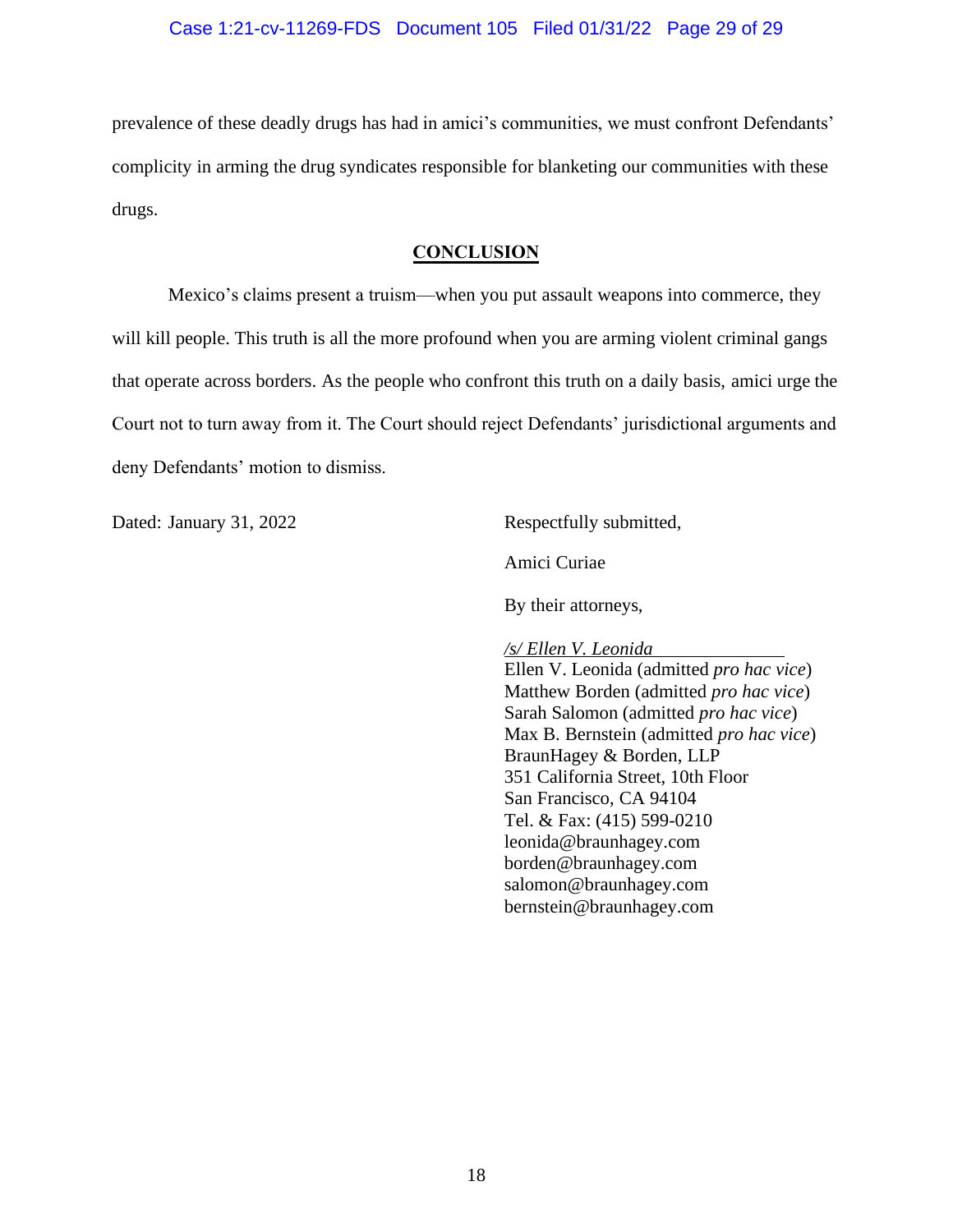prevalence of these deadly drugs has had in amici's communities, we must confront Defendants' complicity in arming the drug syndicates responsible for blanketing our communities with these drugs.

## CONCLUSION

Mexico's claims present a truism—when you put assault weapons into commerce, they will kill people. This truth is all the more profound when you are arming violent criminal gangs that operate across borders. As the people who confront this truth on a daily basis, amici urge the Court not to turn away from it. The Court should reject Defendants' jurisdictional arguments and deny Defendants' motion to dismiss.

Dated: January 31, 2022

Respectfully submitted,

Amici Curiae

By their attorneys,

*/s/ Ellen V. Leonida*
Ellen V. Leonida (admitted *pro hac vice*)
Matthew Borden (admitted *pro hac vice*)
Sarah Salomon (admitted *pro hac vice*)
Max B. Bernstein (admitted *pro hac vice*)
BraunHagey & Borden, LLP
351 California Street, 10th Floor
San Francisco, CA 94104
Tel. & Fax: (415) 599-0210
leonida@braunhagey.com
borden@braunhagey.com
salomon@braunhagey.com
bernstein@braunhagey.com